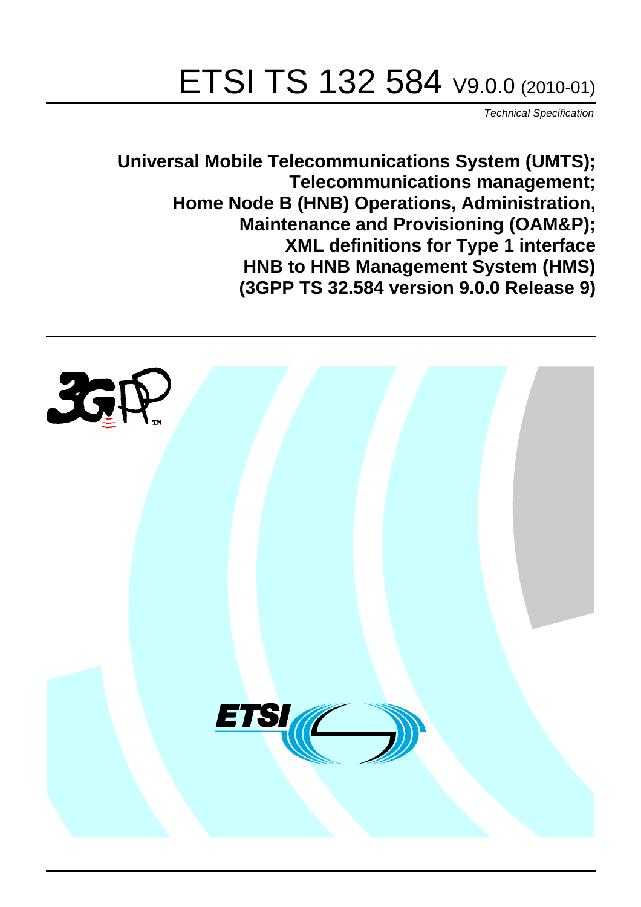# ETSI TS 132 584 V9.0.0 (2010-01)

*Technical Specification*

**Universal Mobile Telecommunications System (UMTS); Telecommunications management; Home Node B (HNB) Operations, Administration, Maintenance and Provisioning (OAM&P); XML definitions for Type 1 interface HNB to HNB Management System (HMS) (3GPP TS 32.584 version 9.0.0 Release 9)**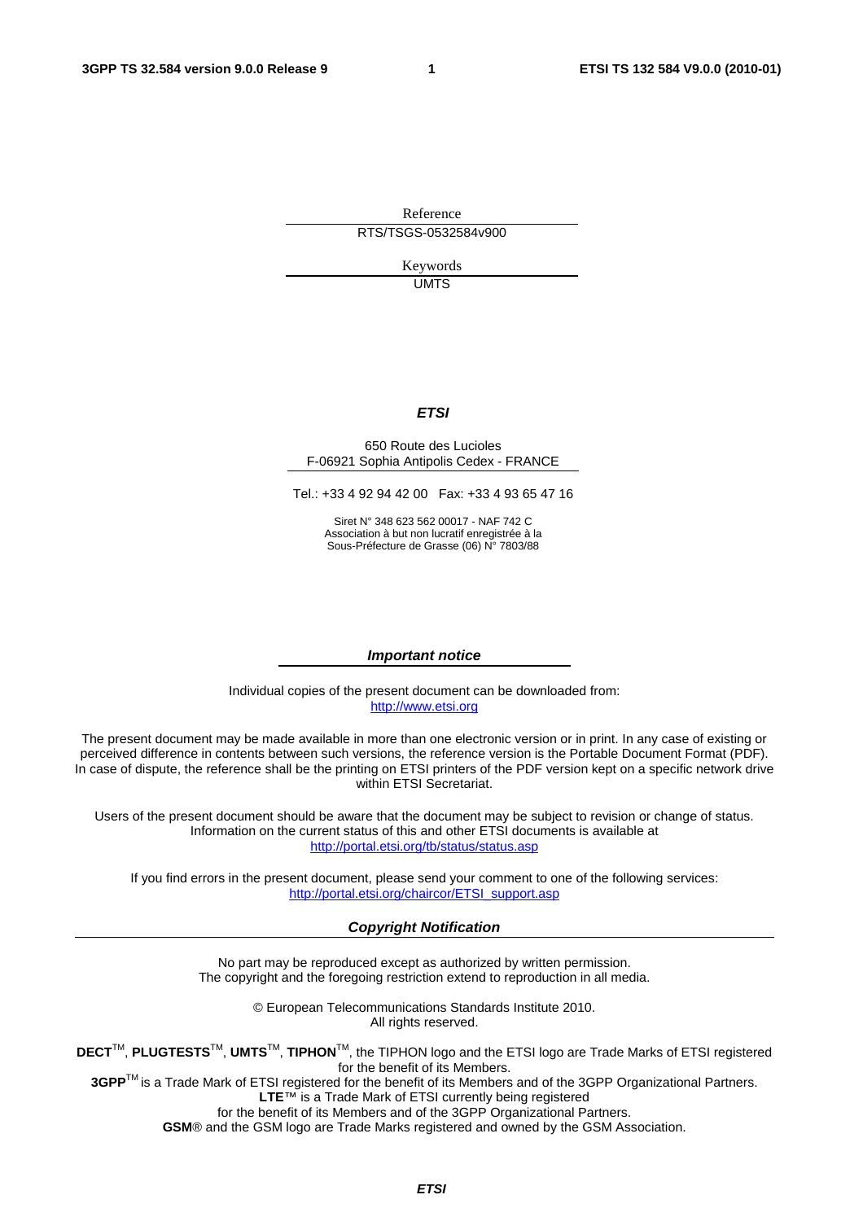Reference

RTS/TSGS-0532584v900

Keywords

UMTS

***ETSI***

650 Route des Lucioles
F-06921 Sophia Antipolis Cedex - FRANCE

Tel.: +33 4 92 94 42 00   Fax: +33 4 93 65 47 16

Siret N° 348 623 562 00017 - NAF 742 C
Association à but non lucratif enregistrée à la
Sous-Préfecture de Grasse (06) N° 7803/88

***Important notice***

Individual copies of the present document can be downloaded from:
http://www.etsi.org

The present document may be made available in more than one electronic version or in print. In any case of existing or perceived difference in contents between such versions, the reference version is the Portable Document Format (PDF). In case of dispute, the reference shall be the printing on ETSI printers of the PDF version kept on a specific network drive within ETSI Secretariat.

Users of the present document should be aware that the document may be subject to revision or change of status. Information on the current status of this and other ETSI documents is available at
http://portal.etsi.org/tb/status/status.asp

If you find errors in the present document, please send your comment to one of the following services:
http://portal.etsi.org/chaircor/ETSI_support.asp

***Copyright Notification***

No part may be reproduced except as authorized by written permission.
The copyright and the foregoing restriction extend to reproduction in all media.

© European Telecommunications Standards Institute 2010.
All rights reserved.

**DECT**TM, **PLUGTESTS**TM, **UMTS**TM, **TIPHON**TM, the TIPHON logo and the ETSI logo are Trade Marks of ETSI registered for the benefit of its Members.
**3GPP**TM is a Trade Mark of ETSI registered for the benefit of its Members and of the 3GPP Organizational Partners.
**LTE**™ is a Trade Mark of ETSI currently being registered
for the benefit of its Members and of the 3GPP Organizational Partners.
**GSM**® and the GSM logo are Trade Marks registered and owned by the GSM Association.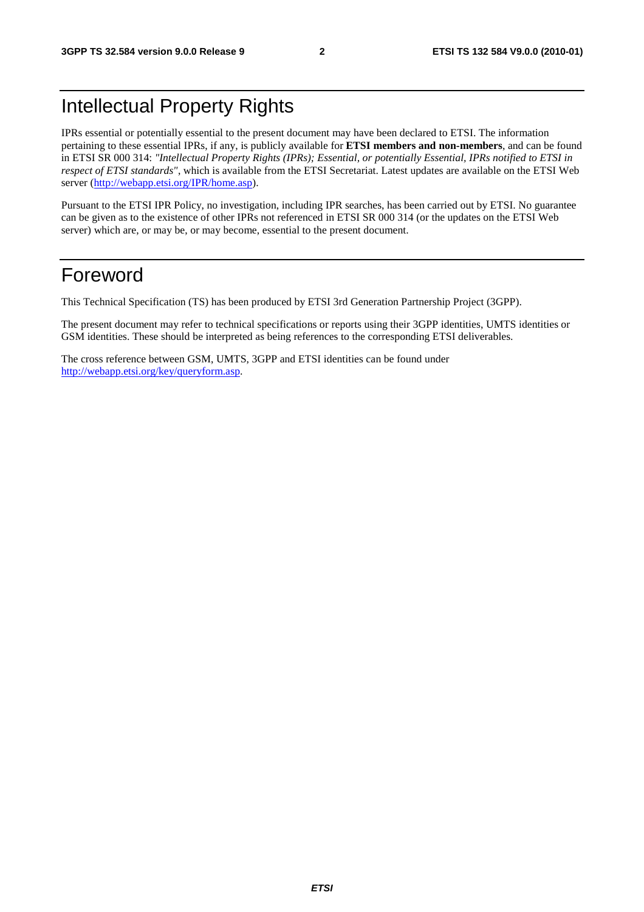# Intellectual Property Rights

IPRs essential or potentially essential to the present document may have been declared to ETSI. The information pertaining to these essential IPRs, if any, is publicly available for **ETSI members and non-members**, and can be found in ETSI SR 000 314: *"Intellectual Property Rights (IPRs); Essential, or potentially Essential, IPRs notified to ETSI in respect of ETSI standards"*, which is available from the ETSI Secretariat. Latest updates are available on the ETSI Web server (http://webapp.etsi.org/IPR/home.asp).

Pursuant to the ETSI IPR Policy, no investigation, including IPR searches, has been carried out by ETSI. No guarantee can be given as to the existence of other IPRs not referenced in ETSI SR 000 314 (or the updates on the ETSI Web server) which are, or may be, or may become, essential to the present document.

# Foreword

This Technical Specification (TS) has been produced by ETSI 3rd Generation Partnership Project (3GPP).

The present document may refer to technical specifications or reports using their 3GPP identities, UMTS identities or GSM identities. These should be interpreted as being references to the corresponding ETSI deliverables.

The cross reference between GSM, UMTS, 3GPP and ETSI identities can be found under http://webapp.etsi.org/key/queryform.asp.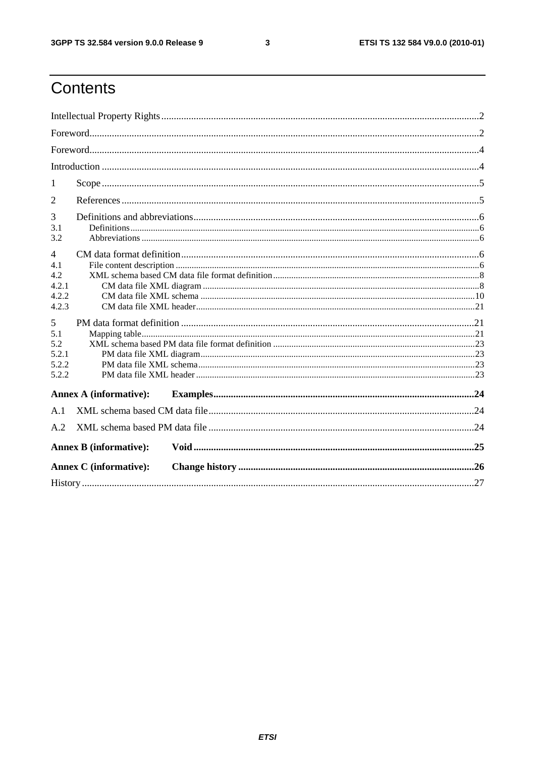# Contents

Intellectual Property Rights ..... 2

Foreword ..... 2

Foreword ..... 4

Introduction ..... 4

1 Scope ..... 5

2 References ..... 5

3 Definitions and abbreviations ..... 6

3.1 Definitions ..... 6

3.2 Abbreviations ..... 6

4 CM data format definition ..... 6

4.1 File content description ..... 6

4.2 XML schema based CM data file format definition ..... 8

4.2.1 CM data file XML diagram ..... 8

4.2.2 CM data file XML schema ..... 10

4.2.3 CM data file XML header ..... 21

5 PM data format definition ..... 21

5.1 Mapping table ..... 21

5.2 XML schema based PM data file format definition ..... 23

5.2.1 PM data file XML diagram ..... 23

5.2.2 PM data file XML schema ..... 23

5.2.2 PM data file XML header ..... 23

**Annex A (informative): Examples ..... 24**

A.1 XML schema based CM data file ..... 24

A.2 XML schema based PM data file ..... 24

**Annex B (informative): Void ..... 25**

**Annex C (informative): Change history ..... 26**

History ..... 27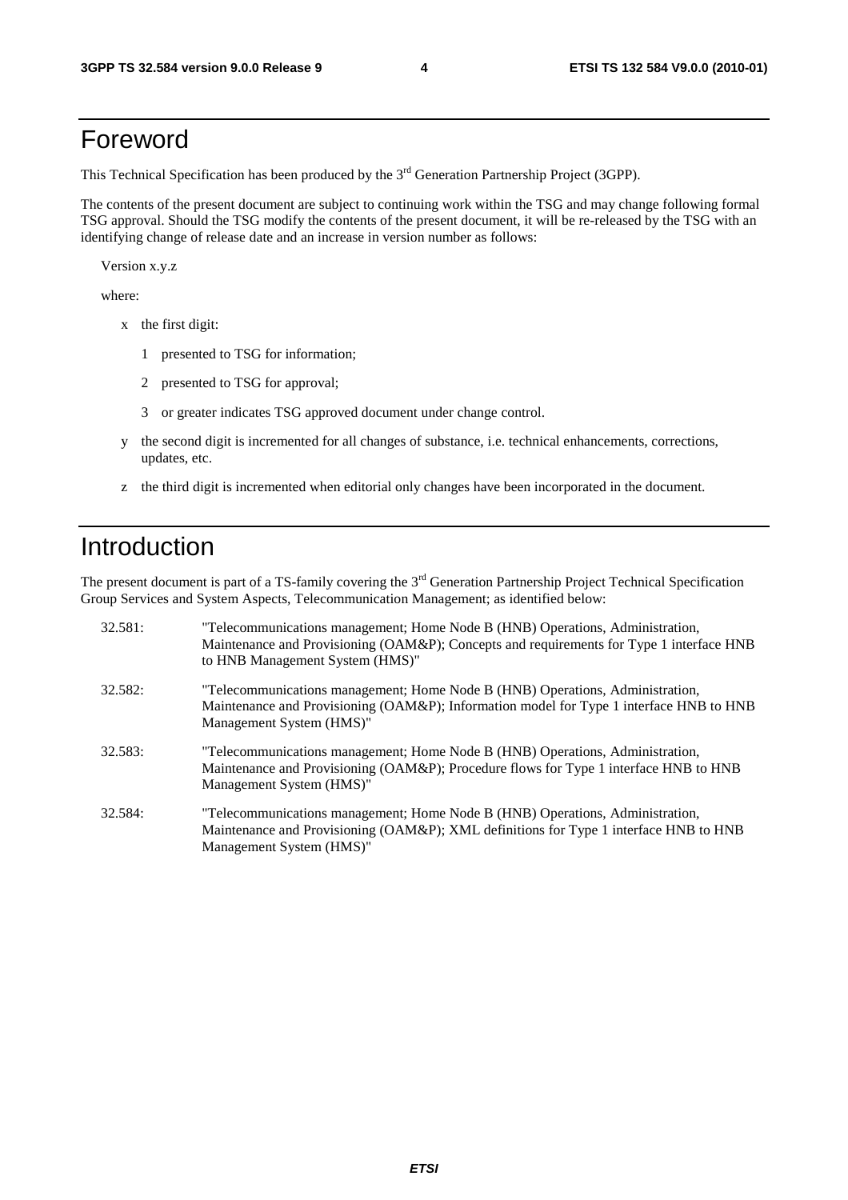# Foreword

This Technical Specification has been produced by the 3rd Generation Partnership Project (3GPP).

The contents of the present document are subject to continuing work within the TSG and may change following formal TSG approval. Should the TSG modify the contents of the present document, it will be re-released by the TSG with an identifying change of release date and an increase in version number as follows:

Version x.y.z

where:

- x the first digit:
  - 1 presented to TSG for information;
  - 2 presented to TSG for approval;
  - 3 or greater indicates TSG approved document under change control.
- y the second digit is incremented for all changes of substance, i.e. technical enhancements, corrections, updates, etc.
- z the third digit is incremented when editorial only changes have been incorporated in the document.

# Introduction

The present document is part of a TS-family covering the 3rd Generation Partnership Project Technical Specification Group Services and System Aspects, Telecommunication Management; as identified below:

32.581: "Telecommunications management; Home Node B (HNB) Operations, Administration, Maintenance and Provisioning (OAM&P); Concepts and requirements for Type 1 interface HNB to HNB Management System (HMS)"

32.582: "Telecommunications management; Home Node B (HNB) Operations, Administration, Maintenance and Provisioning (OAM&P); Information model for Type 1 interface HNB to HNB Management System (HMS)"

32.583: "Telecommunications management; Home Node B (HNB) Operations, Administration, Maintenance and Provisioning (OAM&P); Procedure flows for Type 1 interface HNB to HNB Management System (HMS)"

32.584: "Telecommunications management; Home Node B (HNB) Operations, Administration, Maintenance and Provisioning (OAM&P); XML definitions for Type 1 interface HNB to HNB Management System (HMS)"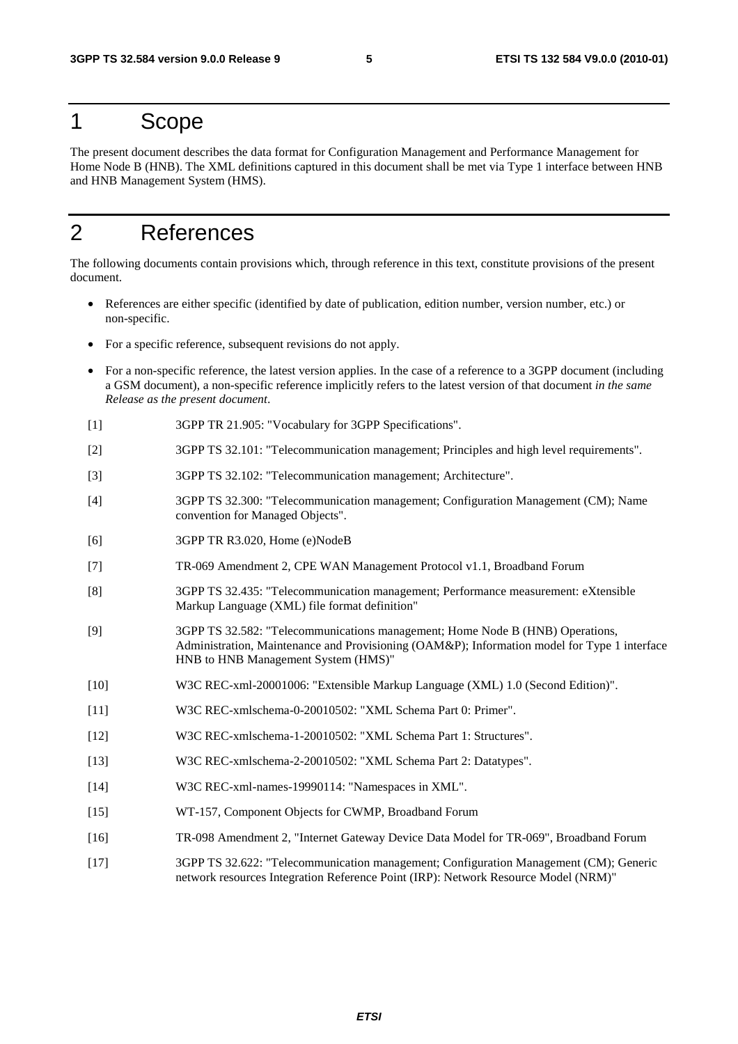# 1 Scope

The present document describes the data format for Configuration Management and Performance Management for Home Node B (HNB). The XML definitions captured in this document shall be met via Type 1 interface between HNB and HNB Management System (HMS).

# 2 References

The following documents contain provisions which, through reference in this text, constitute provisions of the present document.

- References are either specific (identified by date of publication, edition number, version number, etc.) or non-specific.
- For a specific reference, subsequent revisions do not apply.
- For a non-specific reference, the latest version applies. In the case of a reference to a 3GPP document (including a GSM document), a non-specific reference implicitly refers to the latest version of that document *in the same Release as the present document*.

[1] 3GPP TR 21.905: "Vocabulary for 3GPP Specifications".

[2] 3GPP TS 32.101: "Telecommunication management; Principles and high level requirements".

[3] 3GPP TS 32.102: "Telecommunication management; Architecture".

[4] 3GPP TS 32.300: "Telecommunication management; Configuration Management (CM); Name convention for Managed Objects".

[6] 3GPP TR R3.020, Home (e)NodeB

[7] TR-069 Amendment 2, CPE WAN Management Protocol v1.1, Broadband Forum

[8] 3GPP TS 32.435: "Telecommunication management; Performance measurement: eXtensible Markup Language (XML) file format definition"

[9] 3GPP TS 32.582: "Telecommunications management; Home Node B (HNB) Operations, Administration, Maintenance and Provisioning (OAM&P); Information model for Type 1 interface HNB to HNB Management System (HMS)"

[10] W3C REC-xml-20001006: "Extensible Markup Language (XML) 1.0 (Second Edition)".

[11] W3C REC-xmlschema-0-20010502: "XML Schema Part 0: Primer".

[12] W3C REC-xmlschema-1-20010502: "XML Schema Part 1: Structures".

[13] W3C REC-xmlschema-2-20010502: "XML Schema Part 2: Datatypes".

[14] W3C REC-xml-names-19990114: "Namespaces in XML".

[15] WT-157, Component Objects for CWMP, Broadband Forum

[16] TR-098 Amendment 2, "Internet Gateway Device Data Model for TR-069", Broadband Forum

[17] 3GPP TS 32.622: "Telecommunication management; Configuration Management (CM); Generic network resources Integration Reference Point (IRP): Network Resource Model (NRM)"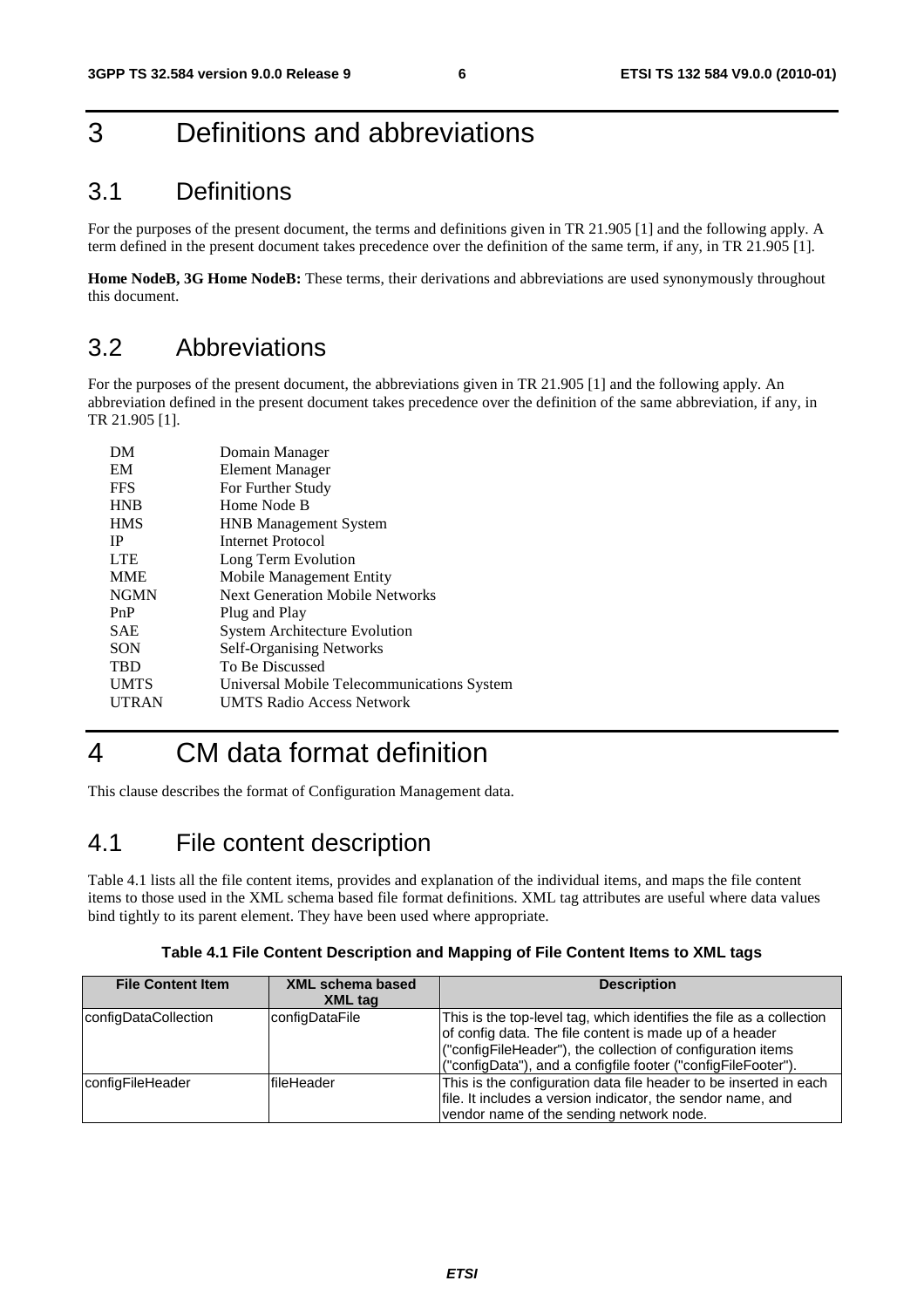# 3 Definitions and abbreviations

## 3.1 Definitions

For the purposes of the present document, the terms and definitions given in TR 21.905 [1] and the following apply. A term defined in the present document takes precedence over the definition of the same term, if any, in TR 21.905 [1].

**Home NodeB, 3G Home NodeB:** These terms, their derivations and abbreviations are used synonymously throughout this document.

## 3.2 Abbreviations

For the purposes of the present document, the abbreviations given in TR 21.905 [1] and the following apply. An abbreviation defined in the present document takes precedence over the definition of the same abbreviation, if any, in TR 21.905 [1].

| | |
|---|---|
| DM | Domain Manager |
| EM | Element Manager |
| FFS | For Further Study |
| HNB | Home Node B |
| HMS | HNB Management System |
| IP | Internet Protocol |
| LTE | Long Term Evolution |
| MME | Mobile Management Entity |
| NGMN | Next Generation Mobile Networks |
| PnP | Plug and Play |
| SAE | System Architecture Evolution |
| SON | Self-Organising Networks |
| TBD | To Be Discussed |
| UMTS | Universal Mobile Telecommunications System |
| UTRAN | UMTS Radio Access Network |

# 4 CM data format definition

This clause describes the format of Configuration Management data.

## 4.1 File content description

Table 4.1 lists all the file content items, provides and explanation of the individual items, and maps the file content items to those used in the XML schema based file format definitions. XML tag attributes are useful where data values bind tightly to its parent element. They have been used where appropriate.

**Table 4.1 File Content Description and Mapping of File Content Items to XML tags**

| File Content Item | XML schema based XML tag | Description |
|---|---|---|
| configDataCollection | configDataFile | This is the top-level tag, which identifies the file as a collection of config data. The file content is made up of a header ("configFileHeader"), the collection of configuration items ("configData"), and a configfile footer ("configFileFooter"). |
| configFileHeader | fileHeader | This is the configuration data file header to be inserted in each file. It includes a version indicator, the sendor name, and vendor name of the sending network node. |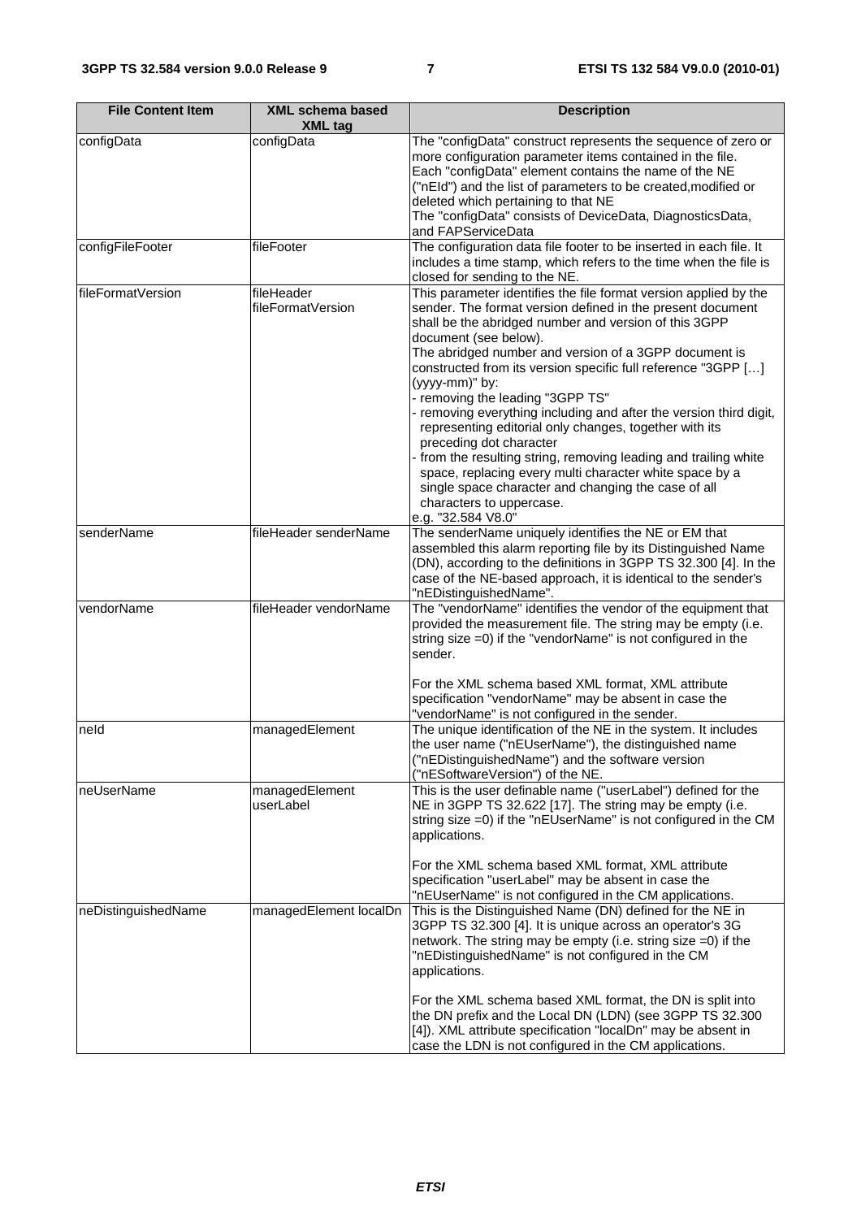| File Content Item | XML schema based XML tag | Description |
|---|---|---|
| configData | configData | The "configData" construct represents the sequence of zero or more configuration parameter items contained in the file. Each "configData" element contains the name of the NE ("nEId") and the list of parameters to be created,modified or deleted which pertaining to that NE<br>The "configData" consists of DeviceData, DiagnosticsData, and FAPServiceData |
| configFileFooter | fileFooter | The configuration data file footer to be inserted in each file. It includes a time stamp, which refers to the time when the file is closed for sending to the NE. |
| fileFormatVersion | fileHeader fileFormatVersion | This parameter identifies the file format version applied by the sender. The format version defined in the present document shall be the abridged number and version of this 3GPP document (see below).<br>The abridged number and version of a 3GPP document is constructed from its version specific full reference "3GPP […] (yyyy-mm)" by:<br>- removing the leading "3GPP TS"<br>- removing everything including and after the version third digit, representing editorial only changes, together with its preceding dot character<br>- from the resulting string, removing leading and trailing white space, replacing every multi character white space by a single space character and changing the case of all characters to uppercase.<br>e.g. "32.584 V8.0" |
| senderName | fileHeader senderName | The senderName uniquely identifies the NE or EM that assembled this alarm reporting file by its Distinguished Name (DN), according to the definitions in 3GPP TS 32.300 [4]. In the case of the NE-based approach, it is identical to the sender's "nEDistinguishedName". |
| vendorName | fileHeader vendorName | The "vendorName" identifies the vendor of the equipment that provided the measurement file. The string may be empty (i.e. string size =0) if the "vendorName" is not configured in the sender.<br><br>For the XML schema based XML format, XML attribute specification "vendorName" may be absent in case the "vendorName" is not configured in the sender. |
| neId | managedElement | The unique identification of the NE in the system. It includes the user name ("nEUserName"), the distinguished name ("nEDistinguishedName") and the software version ("nESoftwareVersion") of the NE. |
| neUserName | managedElement userLabel | This is the user definable name ("userLabel") defined for the NE in 3GPP TS 32.622 [17]. The string may be empty (i.e. string size =0) if the "nEUserName" is not configured in the CM applications.<br><br>For the XML schema based XML format, XML attribute specification "userLabel" may be absent in case the "nEUserName" is not configured in the CM applications. |
| neDistinguishedName | managedElement localDn | This is the Distinguished Name (DN) defined for the NE in 3GPP TS 32.300 [4]. It is unique across an operator's 3G network. The string may be empty (i.e. string size =0) if the "nEDistinguishedName" is not configured in the CM applications.<br><br>For the XML schema based XML format, the DN is split into the DN prefix and the Local DN (LDN) (see 3GPP TS 32.300 [4]). XML attribute specification "localDn" may be absent in case the LDN is not configured in the CM applications. |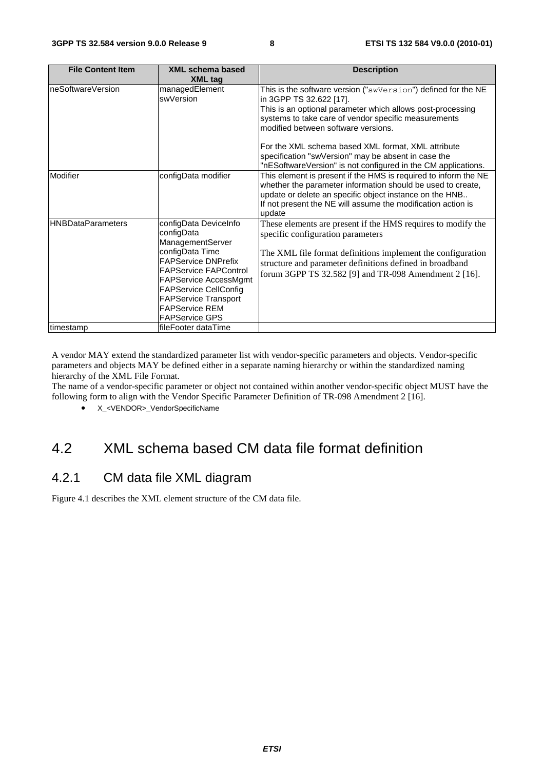| File Content Item | XML schema based XML tag | Description |
| --- | --- | --- |
| neSoftwareVersion | managedElement swVersion | This is the software version ("swVersion") defined for the NE in 3GPP TS 32.622 [17].<br>This is an optional parameter which allows post-processing systems to take care of vendor specific measurements modified between software versions.<br><br>For the XML schema based XML format, XML attribute specification "swVersion" may be absent in case the "nESoftwareVersion" is not configured in the CM applications. |
| Modifier | configData modifier | This element is present if the HMS is required to inform the NE whether the parameter information should be used to create, update or delete an specific object instance on the HNB..<br>If not present the NE will assume the modification action is update |
| HNBDataParameters | configData DeviceInfo<br>configData ManagementServer<br>configData Time<br>FAPService DNPrefix<br>FAPService FAPControl<br>FAPService AccessMgmt<br>FAPService CellConfig<br>FAPService Transport<br>FAPService REM<br>FAPService GPS | These elements are present if the HMS requires to modify the specific configuration parameters<br><br>The XML file format definitions implement the configuration structure and parameter definitions defined in broadband forum 3GPP TS 32.582 [9] and TR-098 Amendment 2 [16]. |
| timestamp | fileFooter dataTime | |

A vendor MAY extend the standardized parameter list with vendor-specific parameters and objects. Vendor-specific parameters and objects MAY be defined either in a separate naming hierarchy or within the standardized naming hierarchy of the XML File Format.
The name of a vendor-specific parameter or object not contained within another vendor-specific object MUST have the following form to align with the Vendor Specific Parameter Definition of TR-098 Amendment 2 [16].

- X_<VENDOR>_VendorSpecificName

## 4.2 XML schema based CM data file format definition

### 4.2.1 CM data file XML diagram

Figure 4.1 describes the XML element structure of the CM data file.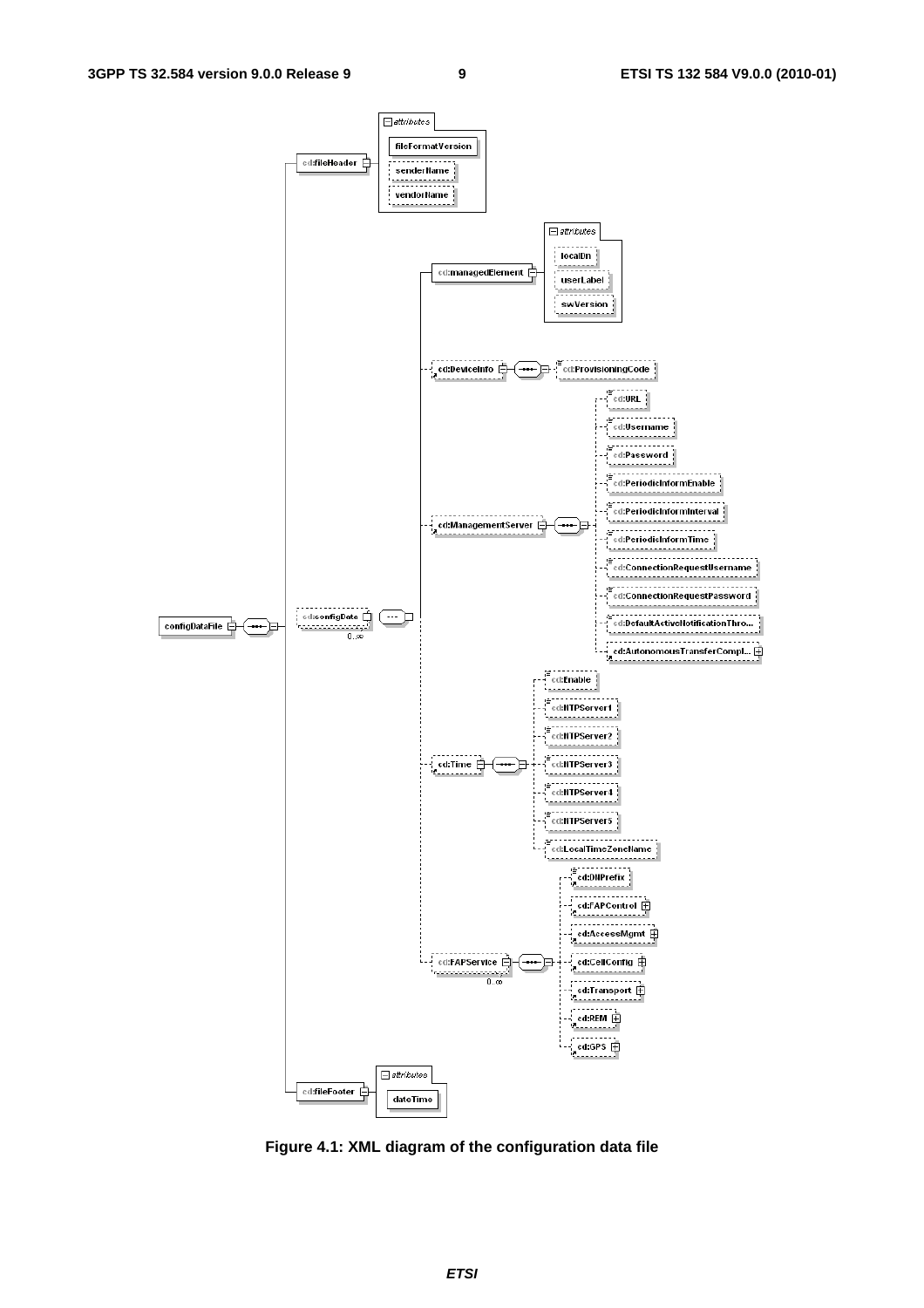configDataFile

cd:fileHeader

attributes

fileFormatVersion

senderName

vendorName

cd:configData

0..∞

cd:managedElement

attributes

localDn

userLabel

swVersion

cd:DeviceInfo

cd:ProvisioningCode

cd:ManagementServer

cd:URL

cd:Username

cd:Password

cd:PeriodicInformEnable

cd:PeriodicInformInterval

cd:PeriodicInformTime

cd:ConnectionRequestUsername

cd:ConnectionRequestPassword

cd:DefaultActiveNotificationThro...

cd:AutonomousTransferCompl...

cd:Time

cd:Enable

cd:NTPServer1

cd:NTPServer2

cd:NTPServer3

cd:NTPServer4

cd:NTPServer5

cd:LocalTimeZoneName

cd:FAPService

0..∞

cd:DNPrefix

cd:FAPControl

cd:AccessMgmt

cd:CellConfig

cd:Transport

cd:REM

cd:GPS

cd:fileFooter

attributes

dateTime

**Figure 4.1: XML diagram of the configuration data file**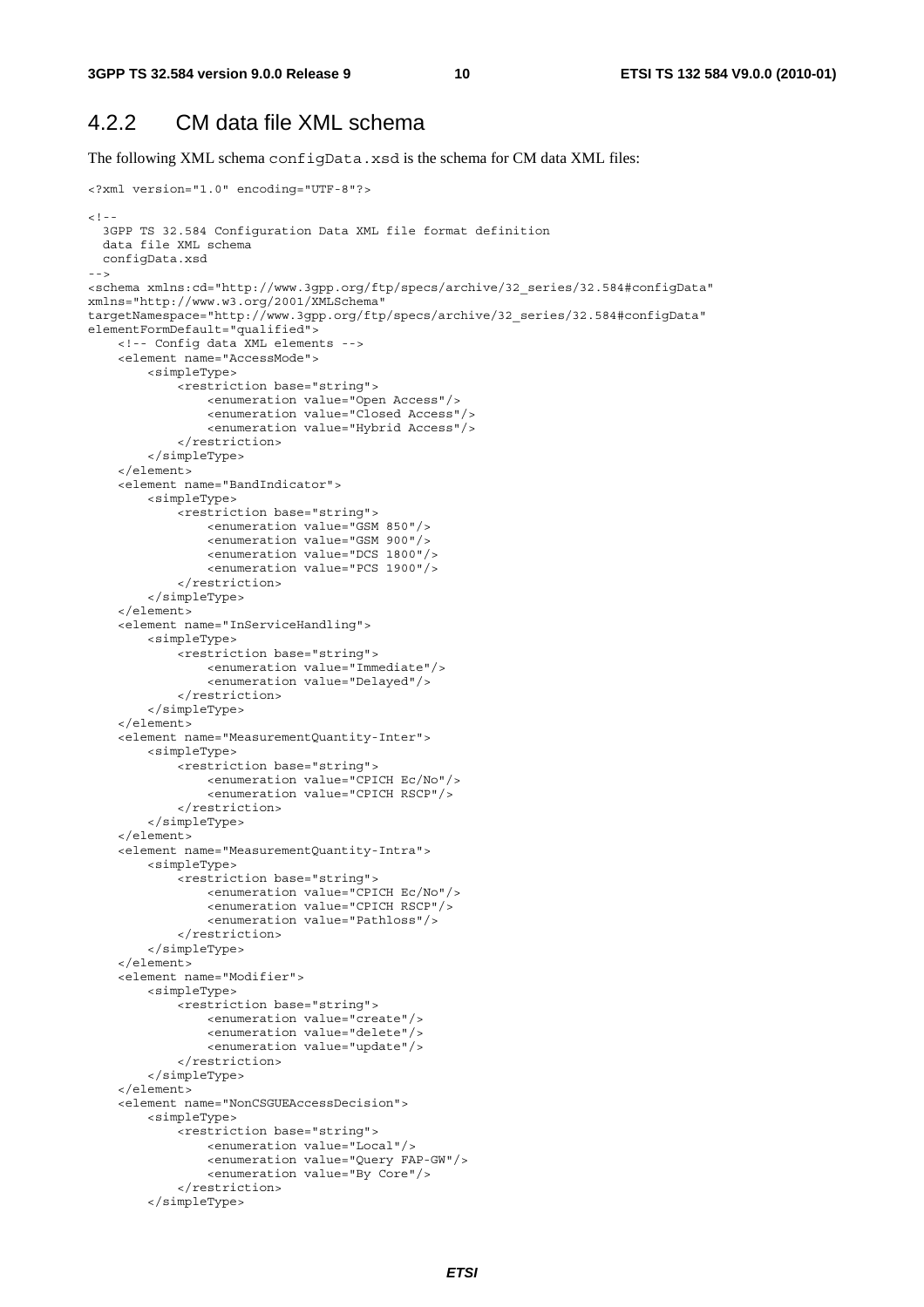## 4.2.2 CM data file XML schema

The following XML schema configData.xsd is the schema for CM data XML files:

```
<?xml version="1.0" encoding="UTF-8"?>

<!--
  3GPP TS 32.584 Configuration Data XML file format definition
  data file XML schema
  configData.xsd
-->
<schema xmlns:cd="http://www.3gpp.org/ftp/specs/archive/32_series/32.584#configData"
xmlns="http://www.w3.org/2001/XMLSchema"
targetNamespace="http://www.3gpp.org/ftp/specs/archive/32_series/32.584#configData"
elementFormDefault="qualified">
    <!-- Config data XML elements -->
    <element name="AccessMode">
        <simpleType>
            <restriction base="string">
                <enumeration value="Open Access"/>
                <enumeration value="Closed Access"/>
                <enumeration value="Hybrid Access"/>
            </restriction>
        </simpleType>
    </element>
    <element name="BandIndicator">
        <simpleType>
            <restriction base="string">
                <enumeration value="GSM 850"/>
                <enumeration value="GSM 900"/>
                <enumeration value="DCS 1800"/>
                <enumeration value="PCS 1900"/>
            </restriction>
        </simpleType>
    </element>
    <element name="InServiceHandling">
        <simpleType>
            <restriction base="string">
                <enumeration value="Immediate"/>
                <enumeration value="Delayed"/>
            </restriction>
        </simpleType>
    </element>
    <element name="MeasurementQuantity-Inter">
        <simpleType>
            <restriction base="string">
                <enumeration value="CPICH Ec/No"/>
                <enumeration value="CPICH RSCP"/>
            </restriction>
        </simpleType>
    </element>
    <element name="MeasurementQuantity-Intra">
        <simpleType>
            <restriction base="string">
                <enumeration value="CPICH Ec/No"/>
                <enumeration value="CPICH RSCP"/>
                <enumeration value="Pathloss"/>
            </restriction>
        </simpleType>
    </element>
    <element name="Modifier">
        <simpleType>
            <restriction base="string">
                <enumeration value="create"/>
                <enumeration value="delete"/>
                <enumeration value="update"/>
            </restriction>
        </simpleType>
    </element>
    <element name="NonCSGUEAccessDecision">
        <simpleType>
            <restriction base="string">
                <enumeration value="Local"/>
                <enumeration value="Query FAP-GW"/>
                <enumeration value="By Core"/>
            </restriction>
        </simpleType>
```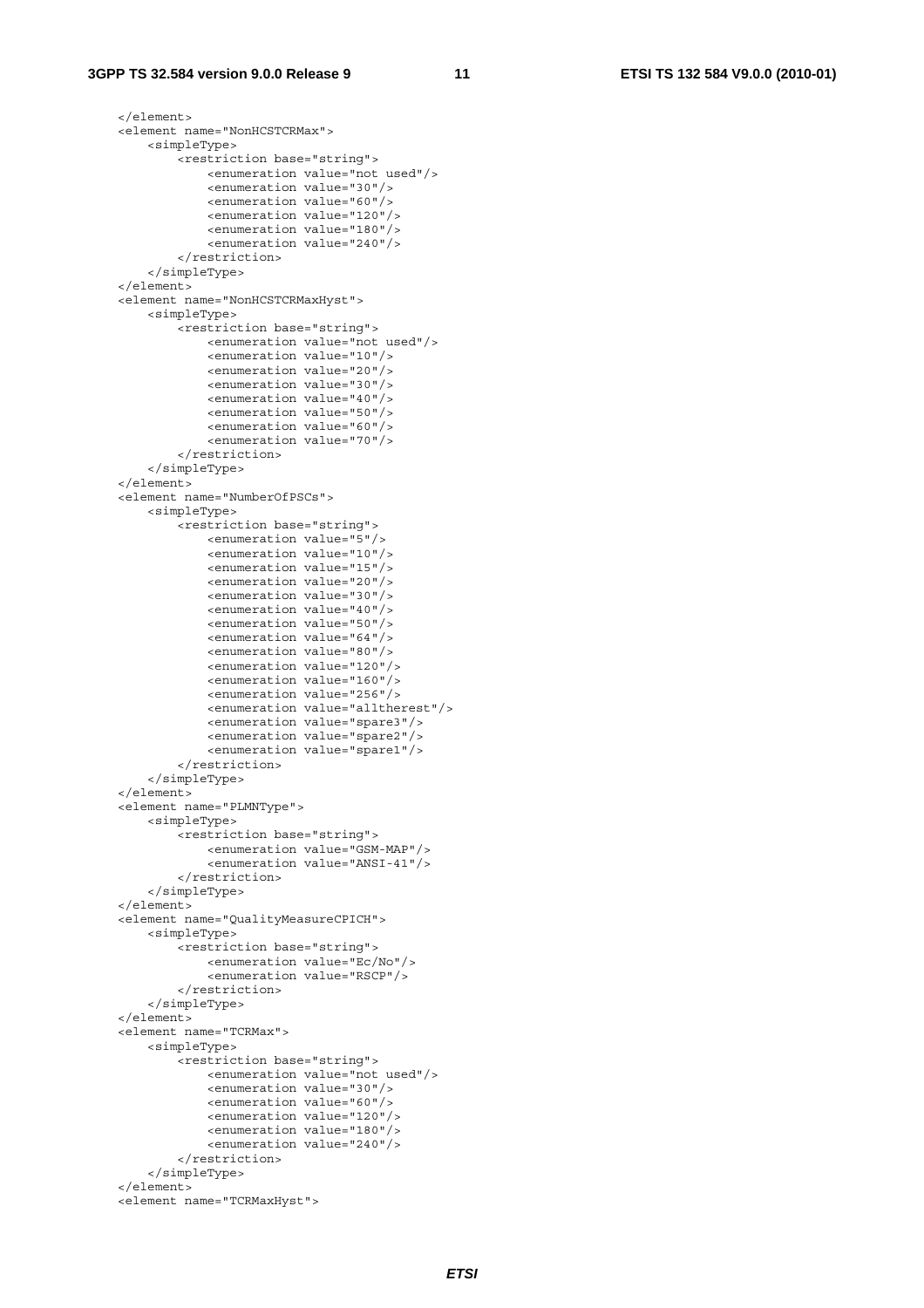```
</element>
<element name="NonHCSTCRMax">
    <simpleType>
        <restriction base="string">
            <enumeration value="not used"/>
            <enumeration value="30"/>
            <enumeration value="60"/>
            <enumeration value="120"/>
            <enumeration value="180"/>
            <enumeration value="240"/>
        </restriction>
    </simpleType>
</element>
<element name="NonHCSTCRMaxHyst">
    <simpleType>
        <restriction base="string">
            <enumeration value="not used"/>
            <enumeration value="10"/>
            <enumeration value="20"/>
            <enumeration value="30"/>
            <enumeration value="40"/>
            <enumeration value="50"/>
            <enumeration value="60"/>
            <enumeration value="70"/>
        </restriction>
    </simpleType>
</element>
<element name="NumberOfPSCs">
    <simpleType>
        <restriction base="string">
            <enumeration value="5"/>
            <enumeration value="10"/>
            <enumeration value="15"/>
            <enumeration value="20"/>
            <enumeration value="30"/>
            <enumeration value="40"/>
            <enumeration value="50"/>
            <enumeration value="64"/>
            <enumeration value="80"/>
            <enumeration value="120"/>
            <enumeration value="160"/>
            <enumeration value="256"/>
            <enumeration value="alltherest"/>
            <enumeration value="spare3"/>
            <enumeration value="spare2"/>
            <enumeration value="spare1"/>
        </restriction>
    </simpleType>
</element>
<element name="PLMNType">
    <simpleType>
        <restriction base="string">
            <enumeration value="GSM-MAP"/>
            <enumeration value="ANSI-41"/>
        </restriction>
    </simpleType>
</element>
<element name="QualityMeasureCPICH">
    <simpleType>
        <restriction base="string">
            <enumeration value="Ec/No"/>
            <enumeration value="RSCP"/>
        </restriction>
    </simpleType>
</element>
<element name="TCRMax">
    <simpleType>
        <restriction base="string">
            <enumeration value="not used"/>
            <enumeration value="30"/>
            <enumeration value="60"/>
            <enumeration value="120"/>
            <enumeration value="180"/>
            <enumeration value="240"/>
        </restriction>
    </simpleType>
</element>
<element name="TCRMaxHyst">
```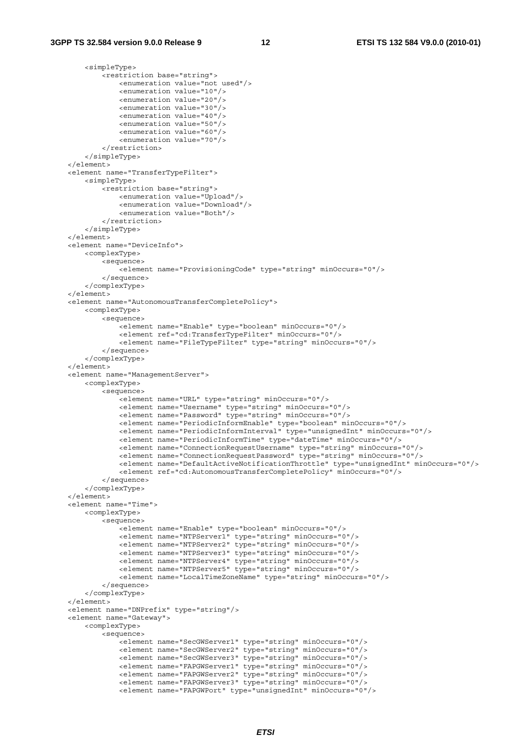```
        <simpleType>
            <restriction base="string">
                <enumeration value="not used"/>
                <enumeration value="10"/>
                <enumeration value="20"/>
                <enumeration value="30"/>
                <enumeration value="40"/>
                <enumeration value="50"/>
                <enumeration value="60"/>
                <enumeration value="70"/>
            </restriction>
        </simpleType>
    </element>
    <element name="TransferTypeFilter">
        <simpleType>
            <restriction base="string">
                <enumeration value="Upload"/>
                <enumeration value="Download"/>
                <enumeration value="Both"/>
            </restriction>
        </simpleType>
    </element>
    <element name="DeviceInfo">
        <complexType>
            <sequence>
                <element name="ProvisioningCode" type="string" minOccurs="0"/>
            </sequence>
        </complexType>
    </element>
    <element name="AutonomousTransferCompletePolicy">
        <complexType>
            <sequence>
                <element name="Enable" type="boolean" minOccurs="0"/>
                <element ref="cd:TransferTypeFilter" minOccurs="0"/>
                <element name="FileTypeFilter" type="string" minOccurs="0"/>
            </sequence>
        </complexType>
    </element>
    <element name="ManagementServer">
        <complexType>
            <sequence>
                <element name="URL" type="string" minOccurs="0"/>
                <element name="Username" type="string" minOccurs="0"/>
                <element name="Password" type="string" minOccurs="0"/>
                <element name="PeriodicInformEnable" type="boolean" minOccurs="0"/>
                <element name="PeriodicInformInterval" type="unsignedInt" minOccurs="0"/>
                <element name="PeriodicInformTime" type="dateTime" minOccurs="0"/>
                <element name="ConnectionRequestUsername" type="string" minOccurs="0"/>
                <element name="ConnectionRequestPassword" type="string" minOccurs="0"/>
                <element name="DefaultActiveNotificationThrottle" type="unsignedInt" minOccurs="0"/>
                <element ref="cd:AutonomousTransferCompletePolicy" minOccurs="0"/>
            </sequence>
        </complexType>
    </element>
    <element name="Time">
        <complexType>
            <sequence>
                <element name="Enable" type="boolean" minOccurs="0"/>
                <element name="NTPServer1" type="string" minOccurs="0"/>
                <element name="NTPServer2" type="string" minOccurs="0"/>
                <element name="NTPServer3" type="string" minOccurs="0"/>
                <element name="NTPServer4" type="string" minOccurs="0"/>
                <element name="NTPServer5" type="string" minOccurs="0"/>
                <element name="LocalTimeZoneName" type="string" minOccurs="0"/>
            </sequence>
        </complexType>
    </element>
    <element name="DNPrefix" type="string"/>
    <element name="Gateway">
        <complexType>
            <sequence>
                <element name="SecGWServer1" type="string" minOccurs="0"/>
                <element name="SecGWServer2" type="string" minOccurs="0"/>
                <element name="SecGWServer3" type="string" minOccurs="0"/>
                <element name="FAPGWServer1" type="string" minOccurs="0"/>
                <element name="FAPGWServer2" type="string" minOccurs="0"/>
                <element name="FAPGWServer3" type="string" minOccurs="0"/>
                <element name="FAPGWPort" type="unsignedInt" minOccurs="0"/>
```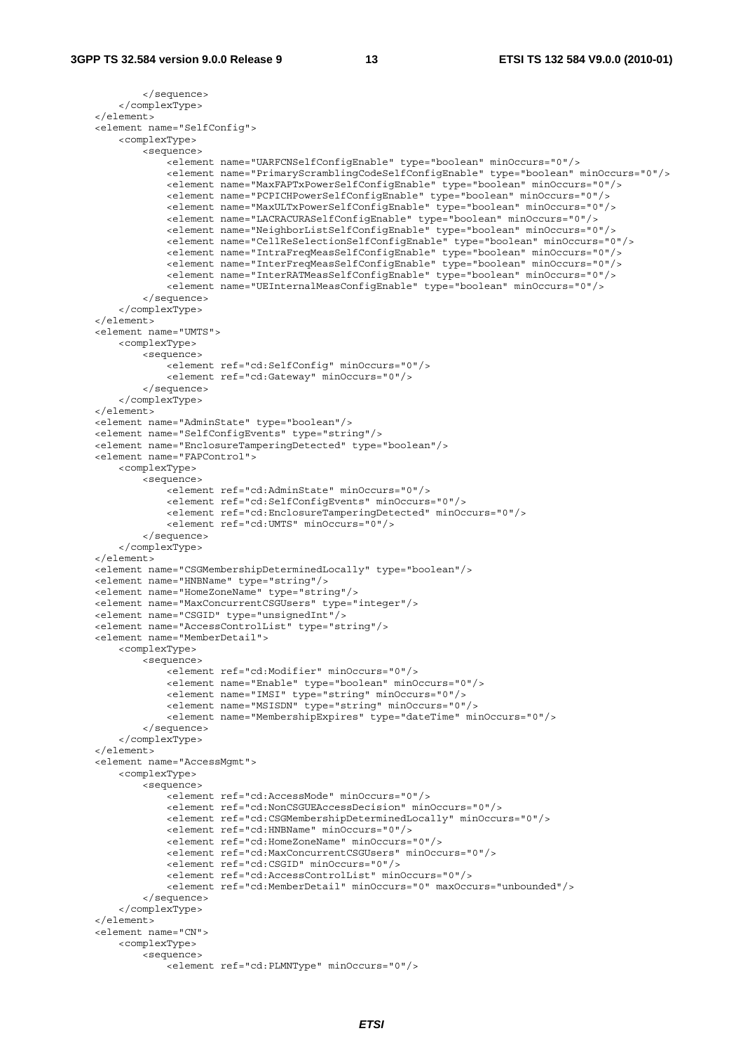```
        </sequence>
    </complexType>
</element>
<element name="SelfConfig">
    <complexType>
        <sequence>
            <element name="UARFCNSelfConfigEnable" type="boolean" minOccurs="0"/>
            <element name="PrimaryScramblingCodeSelfConfigEnable" type="boolean" minOccurs="0"/>
            <element name="MaxFAPTxPowerSelfConfigEnable" type="boolean" minOccurs="0"/>
            <element name="PCPICHPowerSelfConfigEnable" type="boolean" minOccurs="0"/>
            <element name="MaxULTxPowerSelfConfigEnable" type="boolean" minOccurs="0"/>
            <element name="LACRACURASelfConfigEnable" type="boolean" minOccurs="0"/>
            <element name="NeighborListSelfConfigEnable" type="boolean" minOccurs="0"/>
            <element name="CellReSelectionSelfConfigEnable" type="boolean" minOccurs="0"/>
            <element name="IntraFreqMeasSelfConfigEnable" type="boolean" minOccurs="0"/>
            <element name="InterFreqMeasSelfConfigEnable" type="boolean" minOccurs="0"/>
            <element name="InterRATMeasSelfConfigEnable" type="boolean" minOccurs="0"/>
            <element name="UEInternalMeasConfigEnable" type="boolean" minOccurs="0"/>
        </sequence>
    </complexType>
</element>
<element name="UMTS">
    <complexType>
        <sequence>
            <element ref="cd:SelfConfig" minOccurs="0"/>
            <element ref="cd:Gateway" minOccurs="0"/>
        </sequence>
    </complexType>
</element>
<element name="AdminState" type="boolean"/>
<element name="SelfConfigEvents" type="string"/>
<element name="EnclosureTamperingDetected" type="boolean"/>
<element name="FAPControl">
    <complexType>
        <sequence>
            <element ref="cd:AdminState" minOccurs="0"/>
            <element ref="cd:SelfConfigEvents" minOccurs="0"/>
            <element ref="cd:EnclosureTamperingDetected" minOccurs="0"/>
            <element ref="cd:UMTS" minOccurs="0"/>
        </sequence>
    </complexType>
</element>
<element name="CSGMembershipDeterminedLocally" type="boolean"/>
<element name="HNBName" type="string"/>
<element name="HomeZoneName" type="string"/>
<element name="MaxConcurrentCSGUsers" type="integer"/>
<element name="CSGID" type="unsignedInt"/>
<element name="AccessControlList" type="string"/>
<element name="MemberDetail">
    <complexType>
        <sequence>
            <element ref="cd:Modifier" minOccurs="0"/>
            <element name="Enable" type="boolean" minOccurs="0"/>
            <element name="IMSI" type="string" minOccurs="0"/>
            <element name="MSISDN" type="string" minOccurs="0"/>
            <element name="MembershipExpires" type="dateTime" minOccurs="0"/>
        </sequence>
    </complexType>
</element>
<element name="AccessMgmt">
    <complexType>
        <sequence>
            <element ref="cd:AccessMode" minOccurs="0"/>
            <element ref="cd:NonCSGUEAccessDecision" minOccurs="0"/>
            <element ref="cd:CSGMembershipDeterminedLocally" minOccurs="0"/>
            <element ref="cd:HNBName" minOccurs="0"/>
            <element ref="cd:HomeZoneName" minOccurs="0"/>
            <element ref="cd:MaxConcurrentCSGUsers" minOccurs="0"/>
            <element ref="cd:CSGID" minOccurs="0"/>
            <element ref="cd:AccessControlList" minOccurs="0"/>
            <element ref="cd:MemberDetail" minOccurs="0" maxOccurs="unbounded"/>
        </sequence>
    </complexType>
</element>
<element name="CN">
    <complexType>
        <sequence>
            <element ref="cd:PLMNType" minOccurs="0"/>
```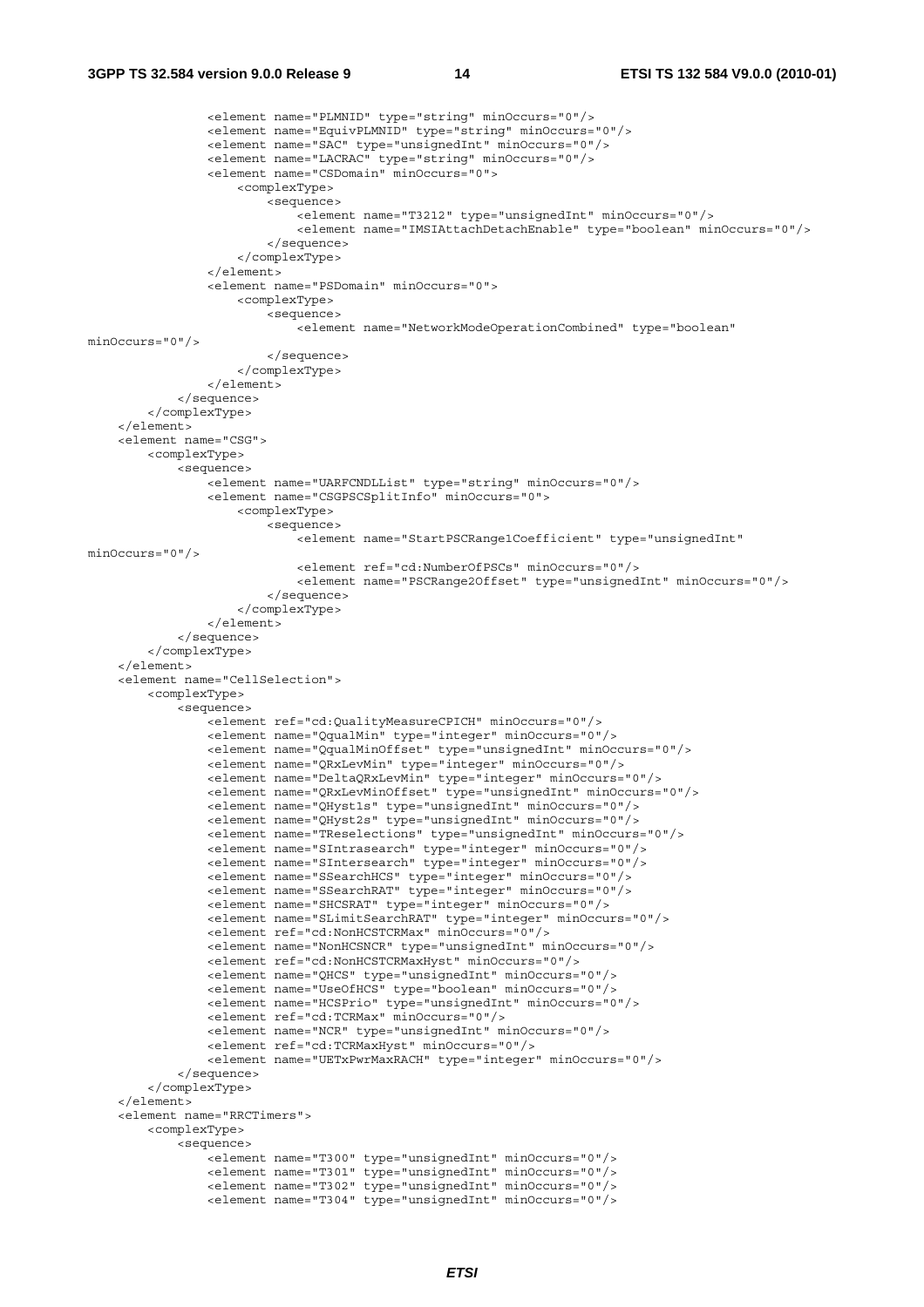```
                <element name="PLMNID" type="string" minOccurs="0"/>
                <element name="EquivPLMNID" type="string" minOccurs="0"/>
                <element name="SAC" type="unsignedInt" minOccurs="0"/>
                <element name="LACRAC" type="string" minOccurs="0"/>
                <element name="CSDomain" minOccurs="0">
                    <complexType>
                        <sequence>
                            <element name="T3212" type="unsignedInt" minOccurs="0"/>
                            <element name="IMSIAttachDetachEnable" type="boolean" minOccurs="0"/>
                        </sequence>
                    </complexType>
                </element>
                <element name="PSDomain" minOccurs="0">
                    <complexType>
                        <sequence>
                            <element name="NetworkModeOperationCombined" type="boolean"
minOccurs="0"/>
                        </sequence>
                    </complexType>
                </element>
            </sequence>
        </complexType>
    </element>
    <element name="CSG">
        <complexType>
            <sequence>
                <element name="UARFCNDLList" type="string" minOccurs="0"/>
                <element name="CSGPSCSplitInfo" minOccurs="0">
                    <complexType>
                        <sequence>
                            <element name="StartPSCRange1Coefficient" type="unsignedInt"
minOccurs="0"/>
                            <element ref="cd:NumberOfPSCs" minOccurs="0"/>
                            <element name="PSCRange2Offset" type="unsignedInt" minOccurs="0"/>
                        </sequence>
                    </complexType>
                </element>
            </sequence>
        </complexType>
    </element>
    <element name="CellSelection">
        <complexType>
            <sequence>
                <element ref="cd:QualityMeasureCPICH" minOccurs="0"/>
                <element name="QqualMin" type="integer" minOccurs="0"/>
                <element name="QqualMinOffset" type="unsignedInt" minOccurs="0"/>
                <element name="QRxLevMin" type="integer" minOccurs="0"/>
                <element name="DeltaQRxLevMin" type="integer" minOccurs="0"/>
                <element name="QRxLevMinOffset" type="unsignedInt" minOccurs="0"/>
                <element name="QHyst1s" type="unsignedInt" minOccurs="0"/>
                <element name="QHyst2s" type="unsignedInt" minOccurs="0"/>
                <element name="TReselections" type="unsignedInt" minOccurs="0"/>
                <element name="SIntrasearch" type="integer" minOccurs="0"/>
                <element name="SIntersearch" type="integer" minOccurs="0"/>
                <element name="SSearchHCS" type="integer" minOccurs="0"/>
                <element name="SSearchRAT" type="integer" minOccurs="0"/>
                <element name="SHCSRAT" type="integer" minOccurs="0"/>
                <element name="SLimitSearchRAT" type="integer" minOccurs="0"/>
                <element ref="cd:NonHCSTCRMax" minOccurs="0"/>
                <element name="NonHCSNCR" type="unsignedInt" minOccurs="0"/>
                <element ref="cd:NonHCSTCRMaxHyst" minOccurs="0"/>
                <element name="QHCS" type="unsignedInt" minOccurs="0"/>
                <element name="UseOfHCS" type="boolean" minOccurs="0"/>
                <element name="HCSPrio" type="unsignedInt" minOccurs="0"/>
                <element ref="cd:TCRMax" minOccurs="0"/>
                <element name="NCR" type="unsignedInt" minOccurs="0"/>
                <element ref="cd:TCRMaxHyst" minOccurs="0"/>
                <element name="UETxPwrMaxRACH" type="integer" minOccurs="0"/>
            </sequence>
        </complexType>
    </element>
    <element name="RRCTimers">
        <complexType>
            <sequence>
                <element name="T300" type="unsignedInt" minOccurs="0"/>
                <element name="T301" type="unsignedInt" minOccurs="0"/>
                <element name="T302" type="unsignedInt" minOccurs="0"/>
                <element name="T304" type="unsignedInt" minOccurs="0"/>
```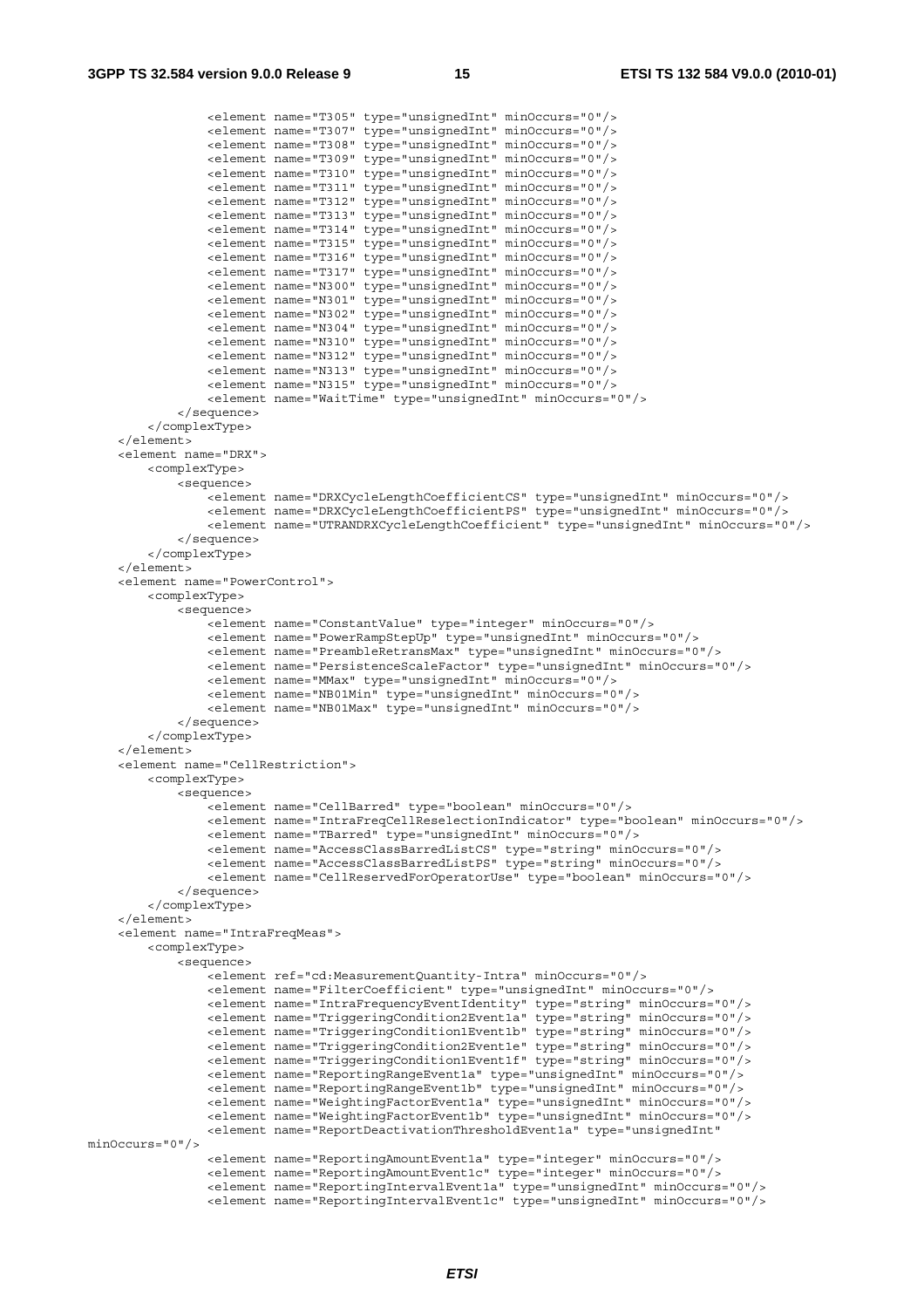```
                <element name="T305" type="unsignedInt" minOccurs="0"/>
                <element name="T307" type="unsignedInt" minOccurs="0"/>
                <element name="T308" type="unsignedInt" minOccurs="0"/>
                <element name="T309" type="unsignedInt" minOccurs="0"/>
                <element name="T310" type="unsignedInt" minOccurs="0"/>
                <element name="T311" type="unsignedInt" minOccurs="0"/>
                <element name="T312" type="unsignedInt" minOccurs="0"/>
                <element name="T313" type="unsignedInt" minOccurs="0"/>
                <element name="T314" type="unsignedInt" minOccurs="0"/>
                <element name="T315" type="unsignedInt" minOccurs="0"/>
                <element name="T316" type="unsignedInt" minOccurs="0"/>
                <element name="T317" type="unsignedInt" minOccurs="0"/>
                <element name="N300" type="unsignedInt" minOccurs="0"/>
                <element name="N301" type="unsignedInt" minOccurs="0"/>
                <element name="N302" type="unsignedInt" minOccurs="0"/>
                <element name="N304" type="unsignedInt" minOccurs="0"/>
                <element name="N310" type="unsignedInt" minOccurs="0"/>
                <element name="N312" type="unsignedInt" minOccurs="0"/>
                <element name="N313" type="unsignedInt" minOccurs="0"/>
                <element name="N315" type="unsignedInt" minOccurs="0"/>
                <element name="WaitTime" type="unsignedInt" minOccurs="0"/>
            </sequence>
        </complexType>
    </element>
    <element name="DRX">
        <complexType>
            <sequence>
                <element name="DRXCycleLengthCoefficientCS" type="unsignedInt" minOccurs="0"/>
                <element name="DRXCycleLengthCoefficientPS" type="unsignedInt" minOccurs="0"/>
                <element name="UTRANDRXCycleLengthCoefficient" type="unsignedInt" minOccurs="0"/>
            </sequence>
        </complexType>
    </element>
    <element name="PowerControl">
        <complexType>
            <sequence>
                <element name="ConstantValue" type="integer" minOccurs="0"/>
                <element name="PowerRampStepUp" type="unsignedInt" minOccurs="0"/>
                <element name="PreambleRetransMax" type="unsignedInt" minOccurs="0"/>
                <element name="PersistenceScaleFactor" type="unsignedInt" minOccurs="0"/>
                <element name="MMax" type="unsignedInt" minOccurs="0"/>
                <element name="NB01Min" type="unsignedInt" minOccurs="0"/>
                <element name="NB01Max" type="unsignedInt" minOccurs="0"/>
            </sequence>
        </complexType>
    </element>
    <element name="CellRestriction">
        <complexType>
            <sequence>
                <element name="CellBarred" type="boolean" minOccurs="0"/>
                <element name="IntraFreqCellReselectionIndicator" type="boolean" minOccurs="0"/>
                <element name="TBarred" type="unsignedInt" minOccurs="0"/>
                <element name="AccessClassBarredListCS" type="string" minOccurs="0"/>
                <element name="AccessClassBarredListPS" type="string" minOccurs="0"/>
                <element name="CellReservedForOperatorUse" type="boolean" minOccurs="0"/>
            </sequence>
        </complexType>
    </element>
    <element name="IntraFreqMeas">
        <complexType>
            <sequence>
                <element ref="cd:MeasurementQuantity-Intra" minOccurs="0"/>
                <element name="FilterCoefficient" type="unsignedInt" minOccurs="0"/>
                <element name="IntraFrequencyEventIdentity" type="string" minOccurs="0"/>
                <element name="TriggeringCondition2Event1a" type="string" minOccurs="0"/>
                <element name="TriggeringCondition1Event1b" type="string" minOccurs="0"/>
                <element name="TriggeringCondition2Event1e" type="string" minOccurs="0"/>
                <element name="TriggeringCondition1Event1f" type="string" minOccurs="0"/>
                <element name="ReportingRangeEvent1a" type="unsignedInt" minOccurs="0"/>
                <element name="ReportingRangeEvent1b" type="unsignedInt" minOccurs="0"/>
                <element name="WeightingFactorEvent1a" type="unsignedInt" minOccurs="0"/>
                <element name="WeightingFactorEvent1b" type="unsignedInt" minOccurs="0"/>
                <element name="ReportDeactivationThresholdEvent1a" type="unsignedInt"
minOccurs="0"/>
                <element name="ReportingAmountEvent1a" type="integer" minOccurs="0"/>
                <element name="ReportingAmountEvent1c" type="integer" minOccurs="0"/>
                <element name="ReportingIntervalEvent1a" type="unsignedInt" minOccurs="0"/>
                <element name="ReportingIntervalEvent1c" type="unsignedInt" minOccurs="0"/>
```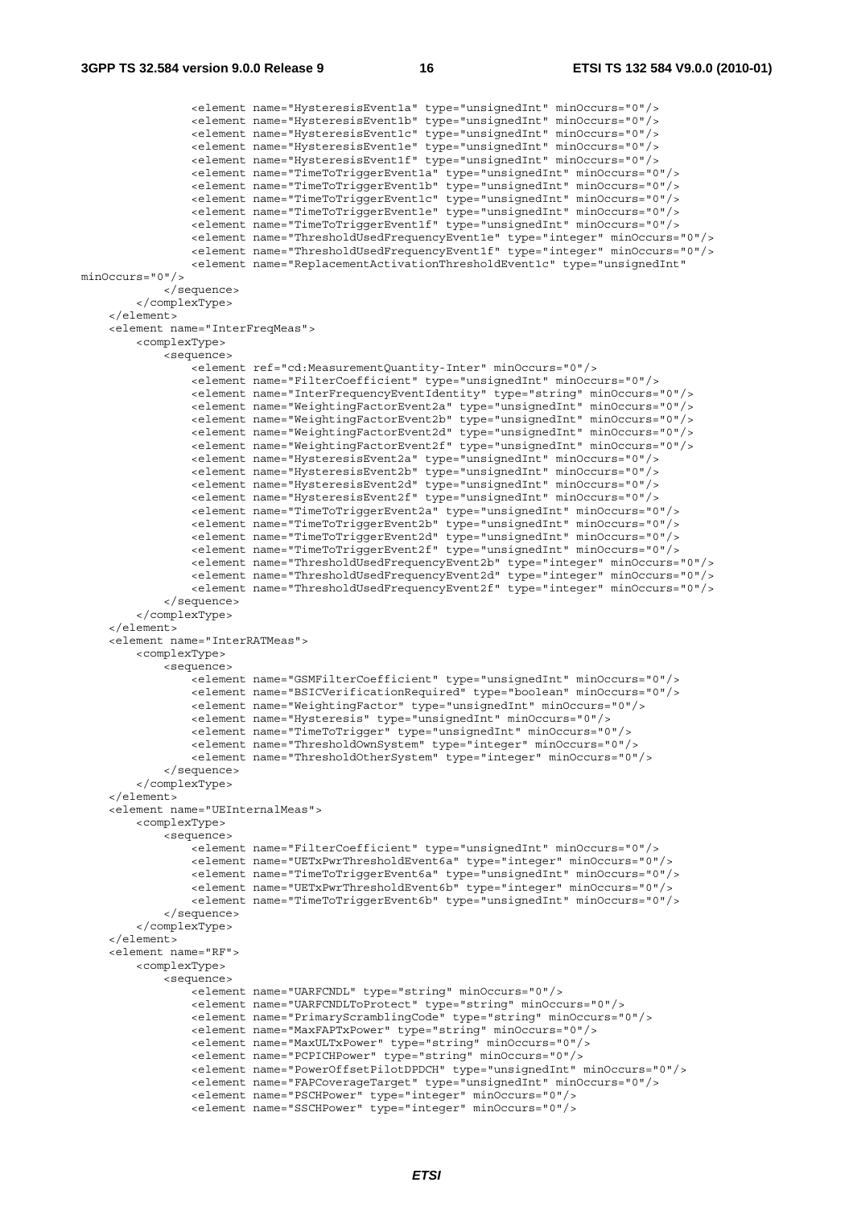```
                <element name="HysteresisEvent1a" type="unsignedInt" minOccurs="0"/>
                <element name="HysteresisEvent1b" type="unsignedInt" minOccurs="0"/>
                <element name="HysteresisEvent1c" type="unsignedInt" minOccurs="0"/>
                <element name="HysteresisEvent1e" type="unsignedInt" minOccurs="0"/>
                <element name="HysteresisEvent1f" type="unsignedInt" minOccurs="0"/>
                <element name="TimeToTriggerEvent1a" type="unsignedInt" minOccurs="0"/>
                <element name="TimeToTriggerEvent1b" type="unsignedInt" minOccurs="0"/>
                <element name="TimeToTriggerEvent1c" type="unsignedInt" minOccurs="0"/>
                <element name="TimeToTriggerEvent1e" type="unsignedInt" minOccurs="0"/>
                <element name="TimeToTriggerEvent1f" type="unsignedInt" minOccurs="0"/>
                <element name="ThresholdUsedFrequencyEvent1e" type="integer" minOccurs="0"/>
                <element name="ThresholdUsedFrequencyEvent1f" type="integer" minOccurs="0"/>
                <element name="ReplacementActivationThresholdEvent1c" type="unsignedInt"
minOccurs="0"/>
            </sequence>
        </complexType>
    </element>
    <element name="InterFreqMeas">
        <complexType>
            <sequence>
                <element ref="cd:MeasurementQuantity-Inter" minOccurs="0"/>
                <element name="FilterCoefficient" type="unsignedInt" minOccurs="0"/>
                <element name="InterFrequencyEventIdentity" type="string" minOccurs="0"/>
                <element name="WeightingFactorEvent2a" type="unsignedInt" minOccurs="0"/>
                <element name="WeightingFactorEvent2b" type="unsignedInt" minOccurs="0"/>
                <element name="WeightingFactorEvent2d" type="unsignedInt" minOccurs="0"/>
                <element name="WeightingFactorEvent2f" type="unsignedInt" minOccurs="0"/>
                <element name="HysteresisEvent2a" type="unsignedInt" minOccurs="0"/>
                <element name="HysteresisEvent2b" type="unsignedInt" minOccurs="0"/>
                <element name="HysteresisEvent2d" type="unsignedInt" minOccurs="0"/>
                <element name="HysteresisEvent2f" type="unsignedInt" minOccurs="0"/>
                <element name="TimeToTriggerEvent2a" type="unsignedInt" minOccurs="0"/>
                <element name="TimeToTriggerEvent2b" type="unsignedInt" minOccurs="0"/>
                <element name="TimeToTriggerEvent2d" type="unsignedInt" minOccurs="0"/>
                <element name="TimeToTriggerEvent2f" type="unsignedInt" minOccurs="0"/>
                <element name="ThresholdUsedFrequencyEvent2b" type="integer" minOccurs="0"/>
                <element name="ThresholdUsedFrequencyEvent2d" type="integer" minOccurs="0"/>
                <element name="ThresholdUsedFrequencyEvent2f" type="integer" minOccurs="0"/>
            </sequence>
        </complexType>
    </element>
    <element name="InterRATMeas">
        <complexType>
            <sequence>
                <element name="GSMFilterCoefficient" type="unsignedInt" minOccurs="0"/>
                <element name="BSICVerificationRequired" type="boolean" minOccurs="0"/>
                <element name="WeightingFactor" type="unsignedInt" minOccurs="0"/>
                <element name="Hysteresis" type="unsignedInt" minOccurs="0"/>
                <element name="TimeToTrigger" type="unsignedInt" minOccurs="0"/>
                <element name="ThresholdOwnSystem" type="integer" minOccurs="0"/>
                <element name="ThresholdOtherSystem" type="integer" minOccurs="0"/>
            </sequence>
        </complexType>
    </element>
    <element name="UEInternalMeas">
        <complexType>
            <sequence>
                <element name="FilterCoefficient" type="unsignedInt" minOccurs="0"/>
                <element name="UETxPwrThresholdEvent6a" type="integer" minOccurs="0"/>
                <element name="TimeToTriggerEvent6a" type="unsignedInt" minOccurs="0"/>
                <element name="UETxPwrThresholdEvent6b" type="integer" minOccurs="0"/>
                <element name="TimeToTriggerEvent6b" type="unsignedInt" minOccurs="0"/>
            </sequence>
        </complexType>
    </element>
    <element name="RF">
        <complexType>
            <sequence>
                <element name="UARFCNDL" type="string" minOccurs="0"/>
                <element name="UARFCNDLToProtect" type="string" minOccurs="0"/>
                <element name="PrimaryScramblingCode" type="string" minOccurs="0"/>
                <element name="MaxFAPTxPower" type="string" minOccurs="0"/>
                <element name="MaxULTxPower" type="string" minOccurs="0"/>
                <element name="PCPICHPower" type="string" minOccurs="0"/>
                <element name="PowerOffsetPilotDPDCH" type="unsignedInt" minOccurs="0"/>
                <element name="FAPCoverageTarget" type="unsignedInt" minOccurs="0"/>
                <element name="PSCHPower" type="integer" minOccurs="0"/>
                <element name="SSCHPower" type="integer" minOccurs="0"/>
```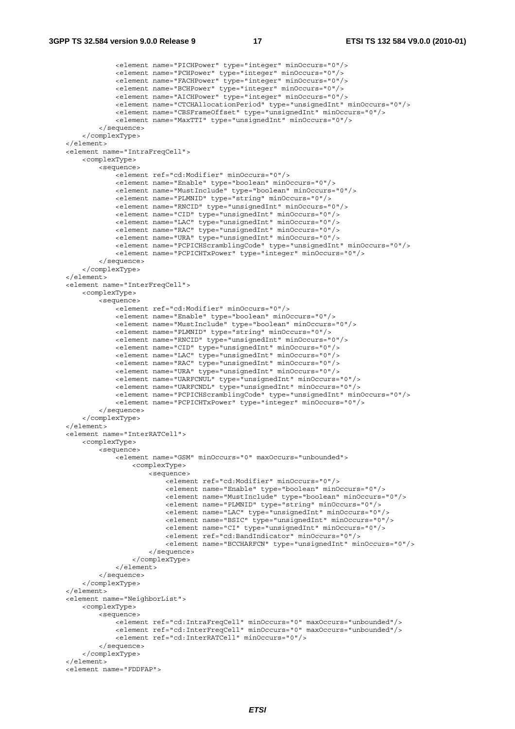```
            <element name="PICHPower" type="integer" minOccurs="0"/>
            <element name="PCHPower" type="integer" minOccurs="0"/>
            <element name="FACHPower" type="integer" minOccurs="0"/>
            <element name="BCHPower" type="integer" minOccurs="0"/>
            <element name="AICHPower" type="integer" minOccurs="0"/>
            <element name="CTCHAllocationPeriod" type="unsignedInt" minOccurs="0"/>
            <element name="CBSFrameOffset" type="unsignedInt" minOccurs="0"/>
            <element name="MaxTTI" type="unsignedInt" minOccurs="0"/>
        </sequence>
    </complexType>
</element>
<element name="IntraFreqCell">
    <complexType>
        <sequence>
            <element ref="cd:Modifier" minOccurs="0"/>
            <element name="Enable" type="boolean" minOccurs="0"/>
            <element name="MustInclude" type="boolean" minOccurs="0"/>
            <element name="PLMNID" type="string" minOccurs="0"/>
            <element name="RNCID" type="unsignedInt" minOccurs="0"/>
            <element name="CID" type="unsignedInt" minOccurs="0"/>
            <element name="LAC" type="unsignedInt" minOccurs="0"/>
            <element name="RAC" type="unsignedInt" minOccurs="0"/>
            <element name="URA" type="unsignedInt" minOccurs="0"/>
            <element name="PCPICHScramblingCode" type="unsignedInt" minOccurs="0"/>
            <element name="PCPICHTxPower" type="integer" minOccurs="0"/>
        </sequence>
    </complexType>
</element>
<element name="InterFreqCell">
    <complexType>
        <sequence>
            <element ref="cd:Modifier" minOccurs="0"/>
            <element name="Enable" type="boolean" minOccurs="0"/>
            <element name="MustInclude" type="boolean" minOccurs="0"/>
            <element name="PLMNID" type="string" minOccurs="0"/>
            <element name="RNCID" type="unsignedInt" minOccurs="0"/>
            <element name="CID" type="unsignedInt" minOccurs="0"/>
            <element name="LAC" type="unsignedInt" minOccurs="0"/>
            <element name="RAC" type="unsignedInt" minOccurs="0"/>
            <element name="URA" type="unsignedInt" minOccurs="0"/>
            <element name="UARFCNUL" type="unsignedInt" minOccurs="0"/>
            <element name="UARFCNDL" type="unsignedInt" minOccurs="0"/>
            <element name="PCPICHScramblingCode" type="unsignedInt" minOccurs="0"/>
            <element name="PCPICHTxPower" type="integer" minOccurs="0"/>
        </sequence>
    </complexType>
</element>
<element name="InterRATCell">
    <complexType>
        <sequence>
            <element name="GSM" minOccurs="0" maxOccurs="unbounded">
                <complexType>
                    <sequence>
                        <element ref="cd:Modifier" minOccurs="0"/>
                        <element name="Enable" type="boolean" minOccurs="0"/>
                        <element name="MustInclude" type="boolean" minOccurs="0"/>
                        <element name="PLMNID" type="string" minOccurs="0"/>
                        <element name="LAC" type="unsignedInt" minOccurs="0"/>
                        <element name="BSIC" type="unsignedInt" minOccurs="0"/>
                        <element name="CI" type="unsignedInt" minOccurs="0"/>
                        <element ref="cd:BandIndicator" minOccurs="0"/>
                        <element name="BCCHARFCN" type="unsignedInt" minOccurs="0"/>
                    </sequence>
                </complexType>
            </element>
        </sequence>
    </complexType>
</element>
<element name="NeighborList">
    <complexType>
        <sequence>
            <element ref="cd:IntraFreqCell" minOccurs="0" maxOccurs="unbounded"/>
            <element ref="cd:InterFreqCell" minOccurs="0" maxOccurs="unbounded"/>
            <element ref="cd:InterRATCell" minOccurs="0"/>
        </sequence>
    </complexType>
</element>
<element name="FDDFAP">
```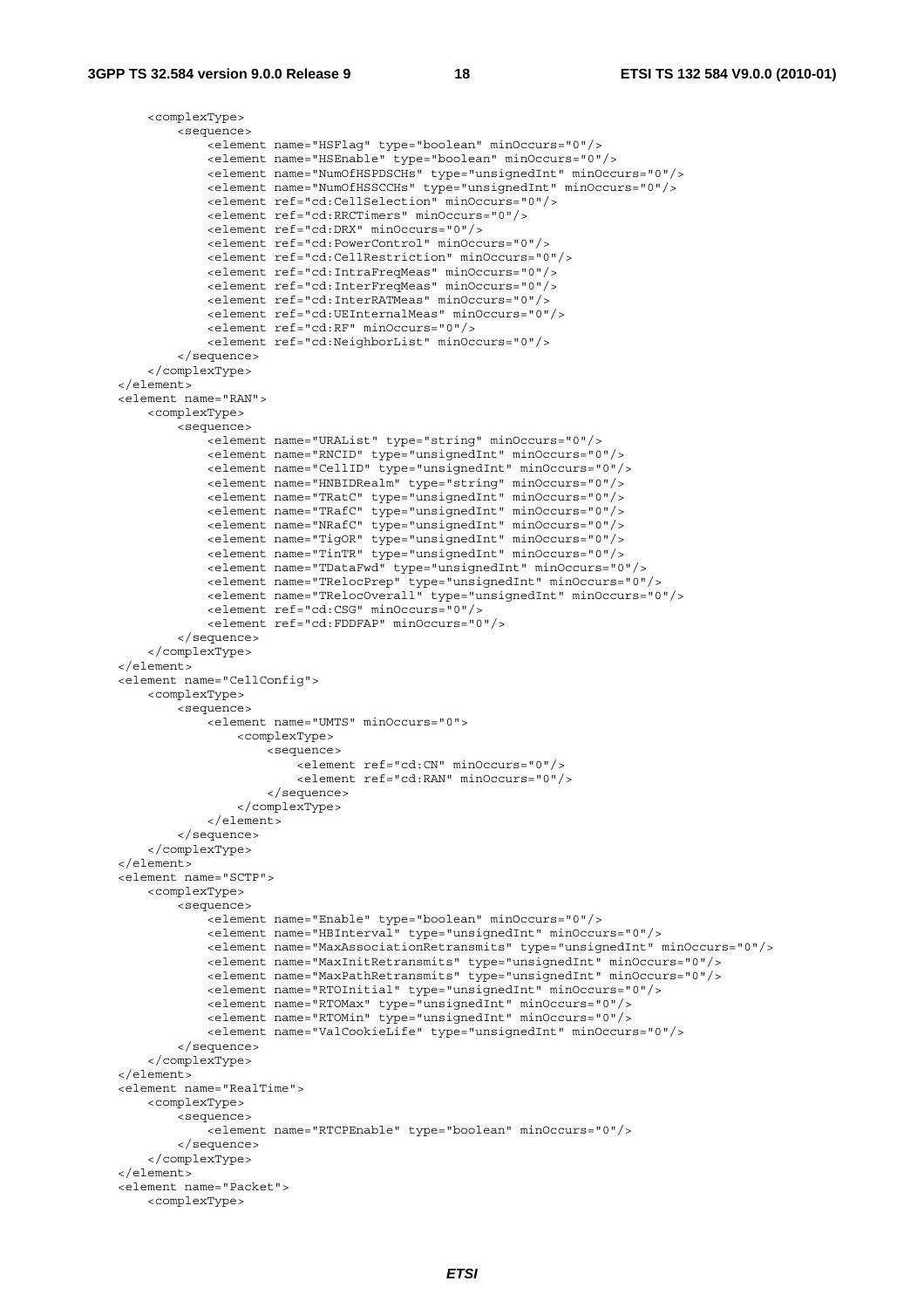```
        <complexType>
            <sequence>
                <element name="HSFlag" type="boolean" minOccurs="0"/>
                <element name="HSEnable" type="boolean" minOccurs="0"/>
                <element name="NumOfHSPDSCHs" type="unsignedInt" minOccurs="0"/>
                <element name="NumOfHSSCCHs" type="unsignedInt" minOccurs="0"/>
                <element ref="cd:CellSelection" minOccurs="0"/>
                <element ref="cd:RRCTimers" minOccurs="0"/>
                <element ref="cd:DRX" minOccurs="0"/>
                <element ref="cd:PowerControl" minOccurs="0"/>
                <element ref="cd:CellRestriction" minOccurs="0"/>
                <element ref="cd:IntraFreqMeas" minOccurs="0"/>
                <element ref="cd:InterFreqMeas" minOccurs="0"/>
                <element ref="cd:InterRATMeas" minOccurs="0"/>
                <element ref="cd:UEInternalMeas" minOccurs="0"/>
                <element ref="cd:RF" minOccurs="0"/>
                <element ref="cd:NeighborList" minOccurs="0"/>
            </sequence>
        </complexType>
    </element>
    <element name="RAN">
        <complexType>
            <sequence>
                <element name="URAList" type="string" minOccurs="0"/>
                <element name="RNCID" type="unsignedInt" minOccurs="0"/>
                <element name="CellID" type="unsignedInt" minOccurs="0"/>
                <element name="HNBIDRealm" type="string" minOccurs="0"/>
                <element name="TRatC" type="unsignedInt" minOccurs="0"/>
                <element name="TRafC" type="unsignedInt" minOccurs="0"/>
                <element name="NRafC" type="unsignedInt" minOccurs="0"/>
                <element name="TigOR" type="unsignedInt" minOccurs="0"/>
                <element name="TinTR" type="unsignedInt" minOccurs="0"/>
                <element name="TDataFwd" type="unsignedInt" minOccurs="0"/>
                <element name="TRelocPrep" type="unsignedInt" minOccurs="0"/>
                <element name="TRelocOverall" type="unsignedInt" minOccurs="0"/>
                <element ref="cd:CSG" minOccurs="0"/>
                <element ref="cd:FDDFAP" minOccurs="0"/>
            </sequence>
        </complexType>
    </element>
    <element name="CellConfig">
        <complexType>
            <sequence>
                <element name="UMTS" minOccurs="0">
                    <complexType>
                        <sequence>
                            <element ref="cd:CN" minOccurs="0"/>
                            <element ref="cd:RAN" minOccurs="0"/>
                        </sequence>
                    </complexType>
                </element>
            </sequence>
        </complexType>
    </element>
    <element name="SCTP">
        <complexType>
            <sequence>
                <element name="Enable" type="boolean" minOccurs="0"/>
                <element name="HBInterval" type="unsignedInt" minOccurs="0"/>
                <element name="MaxAssociationRetransmits" type="unsignedInt" minOccurs="0"/>
                <element name="MaxInitRetransmits" type="unsignedInt" minOccurs="0"/>
                <element name="MaxPathRetransmits" type="unsignedInt" minOccurs="0"/>
                <element name="RTOInitial" type="unsignedInt" minOccurs="0"/>
                <element name="RTOMax" type="unsignedInt" minOccurs="0"/>
                <element name="RTOMin" type="unsignedInt" minOccurs="0"/>
                <element name="ValCookieLife" type="unsignedInt" minOccurs="0"/>
            </sequence>
        </complexType>
    </element>
    <element name="RealTime">
        <complexType>
            <sequence>
                <element name="RTCPEnable" type="boolean" minOccurs="0"/>
            </sequence>
        </complexType>
    </element>
    <element name="Packet">
        <complexType>
```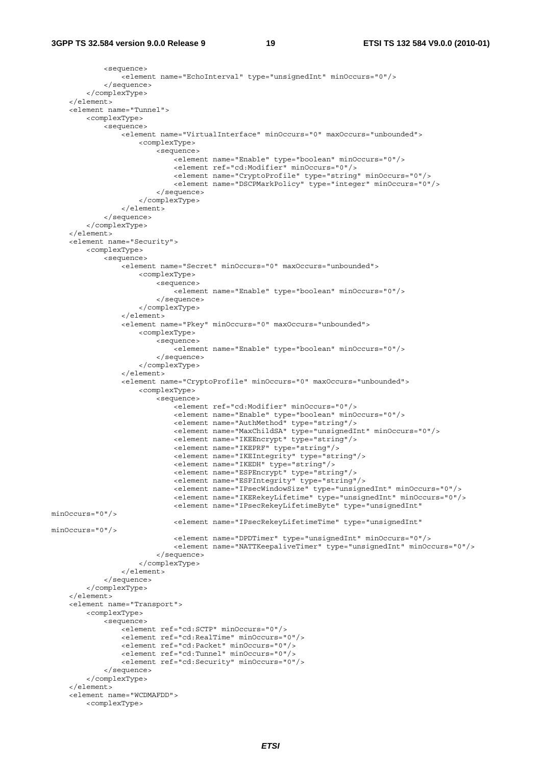```
            <sequence>
                <element name="EchoInterval" type="unsignedInt" minOccurs="0"/>
            </sequence>
        </complexType>
    </element>
    <element name="Tunnel">
        <complexType>
            <sequence>
                <element name="VirtualInterface" minOccurs="0" maxOccurs="unbounded">
                    <complexType>
                        <sequence>
                            <element name="Enable" type="boolean" minOccurs="0"/>
                            <element ref="cd:Modifier" minOccurs="0"/>
                            <element name="CryptoProfile" type="string" minOccurs="0"/>
                            <element name="DSCPMarkPolicy" type="integer" minOccurs="0"/>
                        </sequence>
                    </complexType>
                </element>
            </sequence>
        </complexType>
    </element>
    <element name="Security">
        <complexType>
            <sequence>
                <element name="Secret" minOccurs="0" maxOccurs="unbounded">
                    <complexType>
                        <sequence>
                            <element name="Enable" type="boolean" minOccurs="0"/>
                        </sequence>
                    </complexType>
                </element>
                <element name="Pkey" minOccurs="0" maxOccurs="unbounded">
                    <complexType>
                        <sequence>
                            <element name="Enable" type="boolean" minOccurs="0"/>
                        </sequence>
                    </complexType>
                </element>
                <element name="CryptoProfile" minOccurs="0" maxOccurs="unbounded">
                    <complexType>
                        <sequence>
                            <element ref="cd:Modifier" minOccurs="0"/>
                            <element name="Enable" type="boolean" minOccurs="0"/>
                            <element name="AuthMethod" type="string"/>
                            <element name="MaxChildSA" type="unsignedInt" minOccurs="0"/>
                            <element name="IKEEncrypt" type="string"/>
                            <element name="IKEPRF" type="string"/>
                            <element name="IKEIntegrity" type="string"/>
                            <element name="IKEDH" type="string"/>
                            <element name="ESPEncrypt" type="string"/>
                            <element name="ESPIntegrity" type="string"/>
                            <element name="IPsecWindowSize" type="unsignedInt" minOccurs="0"/>
                            <element name="IKERekeyLifetime" type="unsignedInt" minOccurs="0"/>
                            <element name="IPsecRekeyLifetimeByte" type="unsignedInt"
minOccurs="0"/>
                            <element name="IPsecRekeyLifetimeTime" type="unsignedInt"
minOccurs="0"/>
                            <element name="DPDTimer" type="unsignedInt" minOccurs="0"/>
                            <element name="NATTKeepaliveTimer" type="unsignedInt" minOccurs="0"/>
                        </sequence>
                    </complexType>
                </element>
            </sequence>
        </complexType>
    </element>
    <element name="Transport">
        <complexType>
            <sequence>
                <element ref="cd:SCTP" minOccurs="0"/>
                <element ref="cd:RealTime" minOccurs="0"/>
                <element ref="cd:Packet" minOccurs="0"/>
                <element ref="cd:Tunnel" minOccurs="0"/>
                <element ref="cd:Security" minOccurs="0"/>
            </sequence>
        </complexType>
    </element>
    <element name="WCDMAFDD">
        <complexType>
```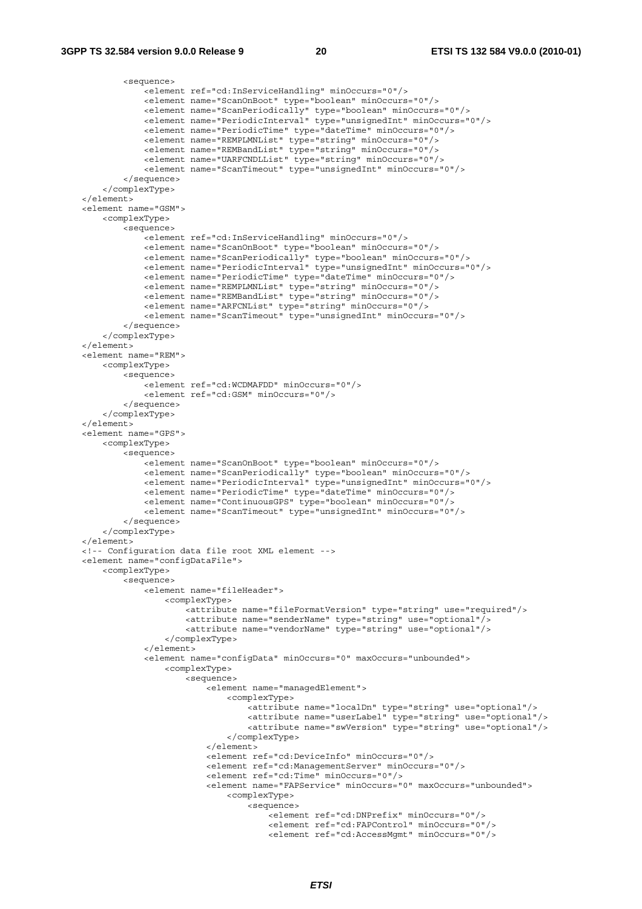```
            <sequence>
                <element ref="cd:InServiceHandling" minOccurs="0"/>
                <element name="ScanOnBoot" type="boolean" minOccurs="0"/>
                <element name="ScanPeriodically" type="boolean" minOccurs="0"/>
                <element name="PeriodicInterval" type="unsignedInt" minOccurs="0"/>
                <element name="PeriodicTime" type="dateTime" minOccurs="0"/>
                <element name="REMPLMNList" type="string" minOccurs="0"/>
                <element name="REMBandList" type="string" minOccurs="0"/>
                <element name="UARFCNDLList" type="string" minOccurs="0"/>
                <element name="ScanTimeout" type="unsignedInt" minOccurs="0"/>
            </sequence>
        </complexType>
    </element>
    <element name="GSM">
        <complexType>
            <sequence>
                <element ref="cd:InServiceHandling" minOccurs="0"/>
                <element name="ScanOnBoot" type="boolean" minOccurs="0"/>
                <element name="ScanPeriodically" type="boolean" minOccurs="0"/>
                <element name="PeriodicInterval" type="unsignedInt" minOccurs="0"/>
                <element name="PeriodicTime" type="dateTime" minOccurs="0"/>
                <element name="REMPLMNList" type="string" minOccurs="0"/>
                <element name="REMBandList" type="string" minOccurs="0"/>
                <element name="ARFCNList" type="string" minOccurs="0"/>
                <element name="ScanTimeout" type="unsignedInt" minOccurs="0"/>
            </sequence>
        </complexType>
    </element>
    <element name="REM">
        <complexType>
            <sequence>
                <element ref="cd:WCDMAFDD" minOccurs="0"/>
                <element ref="cd:GSM" minOccurs="0"/>
            </sequence>
        </complexType>
    </element>
    <element name="GPS">
        <complexType>
            <sequence>
                <element name="ScanOnBoot" type="boolean" minOccurs="0"/>
                <element name="ScanPeriodically" type="boolean" minOccurs="0"/>
                <element name="PeriodicInterval" type="unsignedInt" minOccurs="0"/>
                <element name="PeriodicTime" type="dateTime" minOccurs="0"/>
                <element name="ContinuousGPS" type="boolean" minOccurs="0"/>
                <element name="ScanTimeout" type="unsignedInt" minOccurs="0"/>
            </sequence>
        </complexType>
    </element>
    <!-- Configuration data file root XML element -->
    <element name="configDataFile">
        <complexType>
            <sequence>
                <element name="fileHeader">
                    <complexType>
                        <attribute name="fileFormatVersion" type="string" use="required"/>
                        <attribute name="senderName" type="string" use="optional"/>
                        <attribute name="vendorName" type="string" use="optional"/>
                    </complexType>
                </element>
                <element name="configData" minOccurs="0" maxOccurs="unbounded">
                    <complexType>
                        <sequence>
                            <element name="managedElement">
                                <complexType>
                                    <attribute name="localDn" type="string" use="optional"/>
                                    <attribute name="userLabel" type="string" use="optional"/>
                                    <attribute name="swVersion" type="string" use="optional"/>
                                </complexType>
                            </element>
                            <element ref="cd:DeviceInfo" minOccurs="0"/>
                            <element ref="cd:ManagementServer" minOccurs="0"/>
                            <element ref="cd:Time" minOccurs="0"/>
                            <element name="FAPService" minOccurs="0" maxOccurs="unbounded">
                                <complexType>
                                    <sequence>
                                        <element ref="cd:DNPrefix" minOccurs="0"/>
                                        <element ref="cd:FAPControl" minOccurs="0"/>
                                        <element ref="cd:AccessMgmt" minOccurs="0"/>
```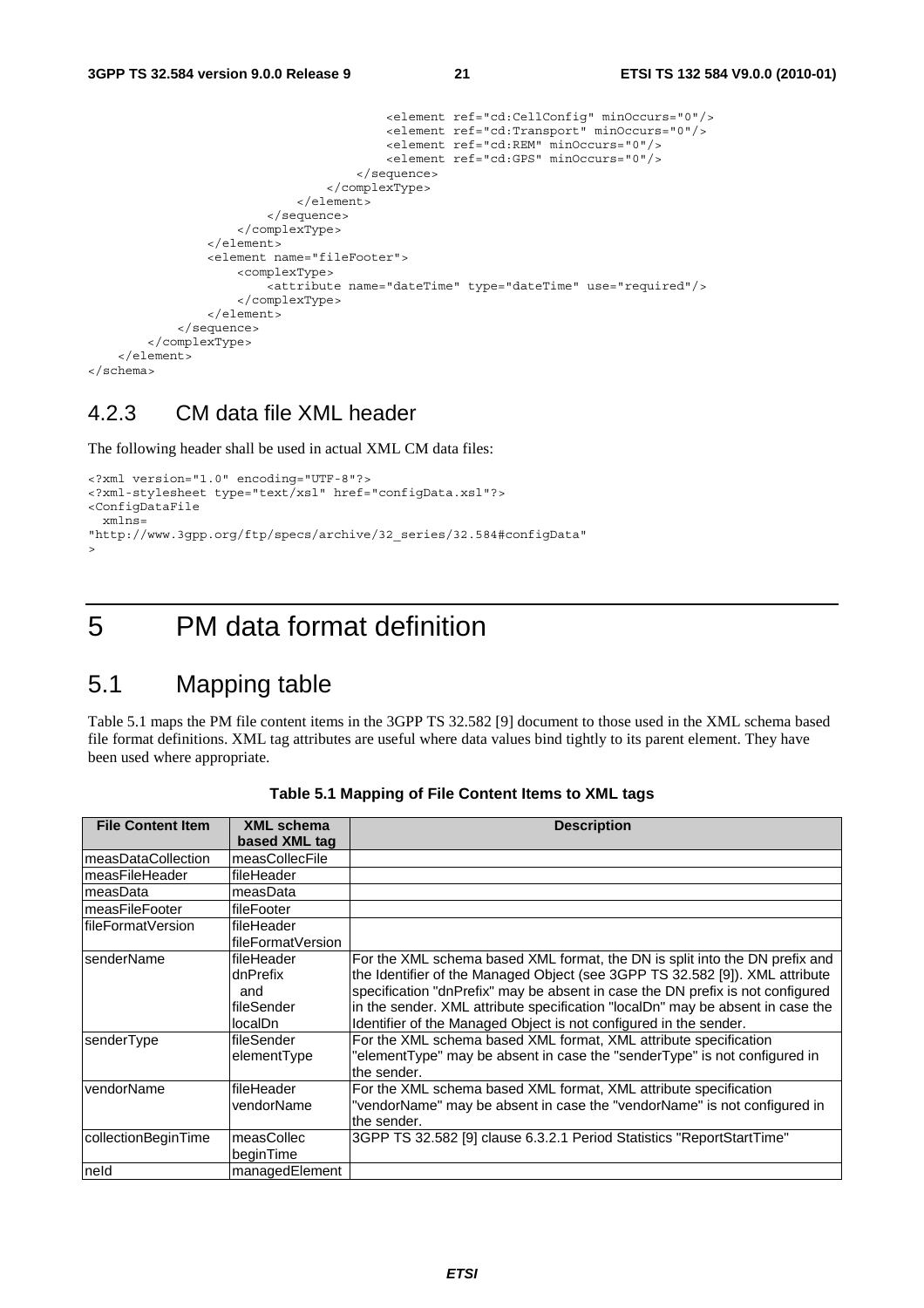```
                                        <element ref="cd:CellConfig" minOccurs="0"/>
                                        <element ref="cd:Transport" minOccurs="0"/>
                                        <element ref="cd:REM" minOccurs="0"/>
                                        <element ref="cd:GPS" minOccurs="0"/>
                                    </sequence>
                                </complexType>
                            </element>
                        </sequence>
                    </complexType>
                </element>
                <element name="fileFooter">
                    <complexType>
                        <attribute name="dateTime" type="dateTime" use="required"/>
                    </complexType>
                </element>
            </sequence>
        </complexType>
    </element>
</schema>
```

### 4.2.3 CM data file XML header

The following header shall be used in actual XML CM data files:

```
<?xml version="1.0" encoding="UTF-8"?>
<?xml-stylesheet type="text/xsl" href="configData.xsl"?>
<ConfigDataFile
  xmlns=
"http://www.3gpp.org/ftp/specs/archive/32_series/32.584#configData"
>
```

# 5 PM data format definition

## 5.1 Mapping table

Table 5.1 maps the PM file content items in the 3GPP TS 32.582 [9] document to those used in the XML schema based file format definitions. XML tag attributes are useful where data values bind tightly to its parent element. They have been used where appropriate.

**Table 5.1 Mapping of File Content Items to XML tags**

| File Content Item | XML schema based XML tag | Description |
|---|---|---|
| measDataCollection | measCollecFile | |
| measFileHeader | fileHeader | |
| measData | measData | |
| measFileFooter | fileFooter | |
| fileFormatVersion | fileHeader fileFormatVersion | |
| senderName | fileHeader dnPrefix and fileSender localDn | For the XML schema based XML format, the DN is split into the DN prefix and the Identifier of the Managed Object (see 3GPP TS 32.582 [9]). XML attribute specification "dnPrefix" may be absent in case the DN prefix is not configured in the sender. XML attribute specification "localDn" may be absent in case the Identifier of the Managed Object is not configured in the sender. |
| senderType | fileSender elementType | For the XML schema based XML format, XML attribute specification "elementType" may be absent in case the "senderType" is not configured in the sender. |
| vendorName | fileHeader vendorName | For the XML schema based XML format, XML attribute specification "vendorName" may be absent in case the "vendorName" is not configured in the sender. |
| collectionBeginTime | measCollec beginTime | 3GPP TS 32.582 [9] clause 6.3.2.1 Period Statistics "ReportStartTime" |
| neId | managedElement | |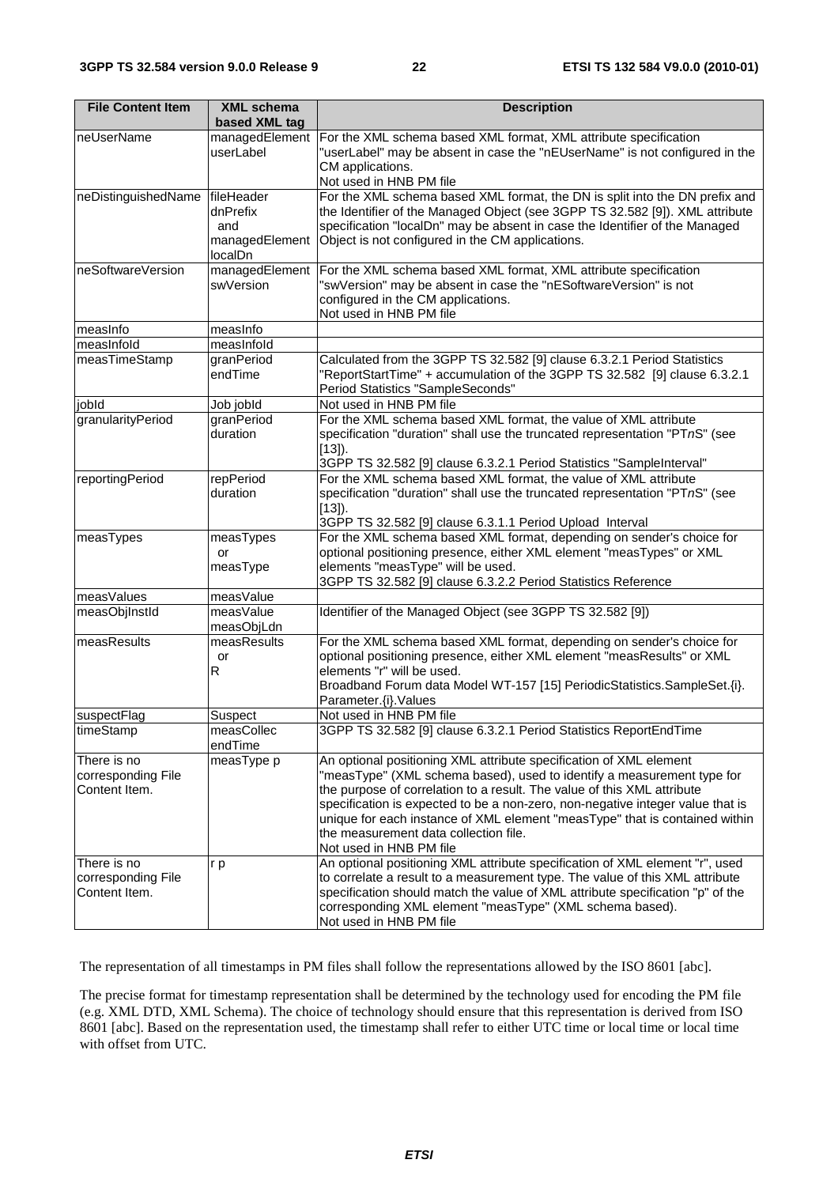| File Content Item | XML schema based XML tag | Description |
| --- | --- | --- |
| neUserName | managedElement userLabel | For the XML schema based XML format, XML attribute specification "userLabel" may be absent in case the "nEUserName" is not configured in the CM applications.<br>Not used in HNB PM file |
| neDistinguishedName | fileHeader dnPrefix and managedElement localDn | For the XML schema based XML format, the DN is split into the DN prefix and the Identifier of the Managed Object (see 3GPP TS 32.582 [9]). XML attribute specification "localDn" may be absent in case the Identifier of the Managed Object is not configured in the CM applications. |
| neSoftwareVersion | managedElement swVersion | For the XML schema based XML format, XML attribute specification "swVersion" may be absent in case the "nESoftwareVersion" is not configured in the CM applications.<br>Not used in HNB PM file |
| measInfo | measInfo | |
| measInfoId | measInfoId | |
| measTimeStamp | granPeriod endTime | Calculated from the 3GPP TS 32.582 [9] clause 6.3.2.1 Period Statistics "ReportStartTime" + accumulation of the 3GPP TS 32.582 [9] clause 6.3.2.1 Period Statistics "SampleSeconds" |
| jobId | Job jobId | Not used in HNB PM file |
| granularityPeriod | granPeriod duration | For the XML schema based XML format, the value of XML attribute specification "duration" shall use the truncated representation "PT*n*S" (see [13]).<br>3GPP TS 32.582 [9] clause 6.3.2.1 Period Statistics "SampleInterval" |
| reportingPeriod | repPeriod duration | For the XML schema based XML format, the value of XML attribute specification "duration" shall use the truncated representation "PT*n*S" (see [13]).<br>3GPP TS 32.582 [9] clause 6.3.1.1 Period Upload Interval |
| measTypes | measTypes or measType | For the XML schema based XML format, depending on sender's choice for optional positioning presence, either XML element "measTypes" or XML elements "measType" will be used.<br>3GPP TS 32.582 [9] clause 6.3.2.2 Period Statistics Reference |
| measValues | measValue | |
| measObjInstId | measValue measObjLdn | Identifier of the Managed Object (see 3GPP TS 32.582 [9]) |
| measResults | measResults or R | For the XML schema based XML format, depending on sender's choice for optional positioning presence, either XML element "measResults" or XML elements "r" will be used.<br>Broadband Forum data Model WT-157 [15] PeriodicStatistics.SampleSet.{i}. Parameter.{i}.Values |
| suspectFlag | Suspect | Not used in HNB PM file |
| timeStamp | measCollec endTime | 3GPP TS 32.582 [9] clause 6.3.2.1 Period Statistics ReportEndTime |
| There is no corresponding File Content Item. | measType p | An optional positioning XML attribute specification of XML element "measType" (XML schema based), used to identify a measurement type for the purpose of correlation to a result. The value of this XML attribute specification is expected to be a non-zero, non-negative integer value that is unique for each instance of XML element "measType" that is contained within the measurement data collection file.<br>Not used in HNB PM file |
| There is no corresponding File Content Item. | r p | An optional positioning XML attribute specification of XML element "r", used to correlate a result to a measurement type. The value of this XML attribute specification should match the value of XML attribute specification "p" of the corresponding XML element "measType" (XML schema based).<br>Not used in HNB PM file |

The representation of all timestamps in PM files shall follow the representations allowed by the ISO 8601 [abc].

The precise format for timestamp representation shall be determined by the technology used for encoding the PM file (e.g. XML DTD, XML Schema). The choice of technology should ensure that this representation is derived from ISO 8601 [abc]. Based on the representation used, the timestamp shall refer to either UTC time or local time or local time with offset from UTC.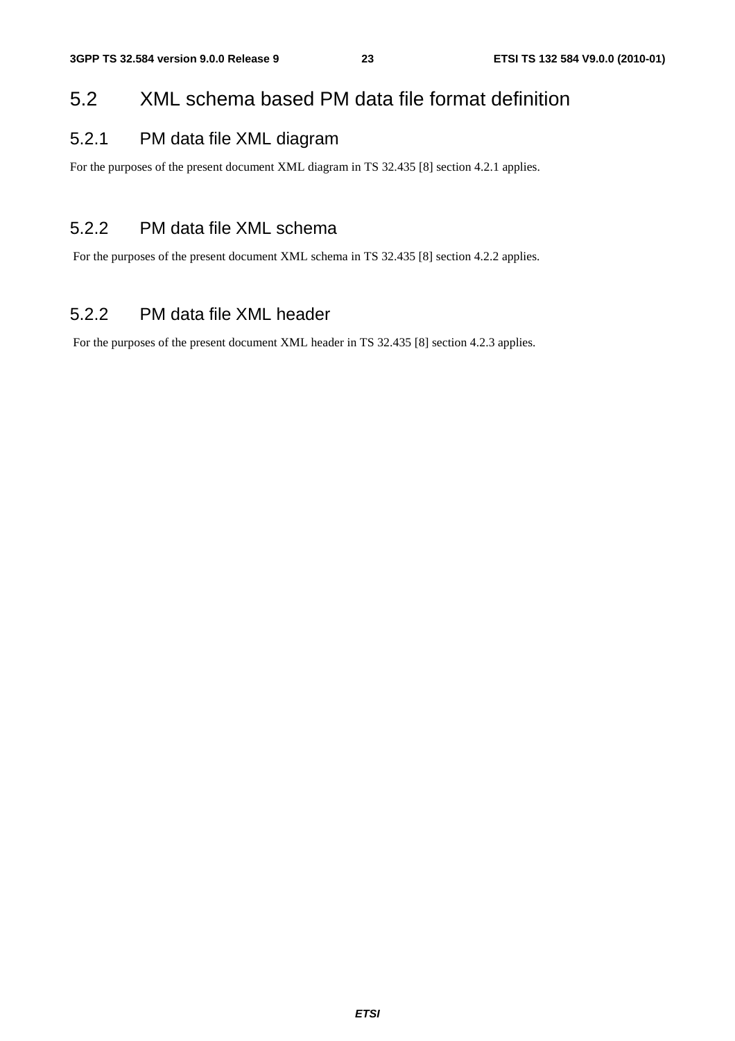## 5.2 XML schema based PM data file format definition

### 5.2.1 PM data file XML diagram

For the purposes of the present document XML diagram in TS 32.435 [8] section 4.2.1 applies.

### 5.2.2 PM data file XML schema

For the purposes of the present document XML schema in TS 32.435 [8] section 4.2.2 applies.

### 5.2.2 PM data file XML header

For the purposes of the present document XML header in TS 32.435 [8] section 4.2.3 applies.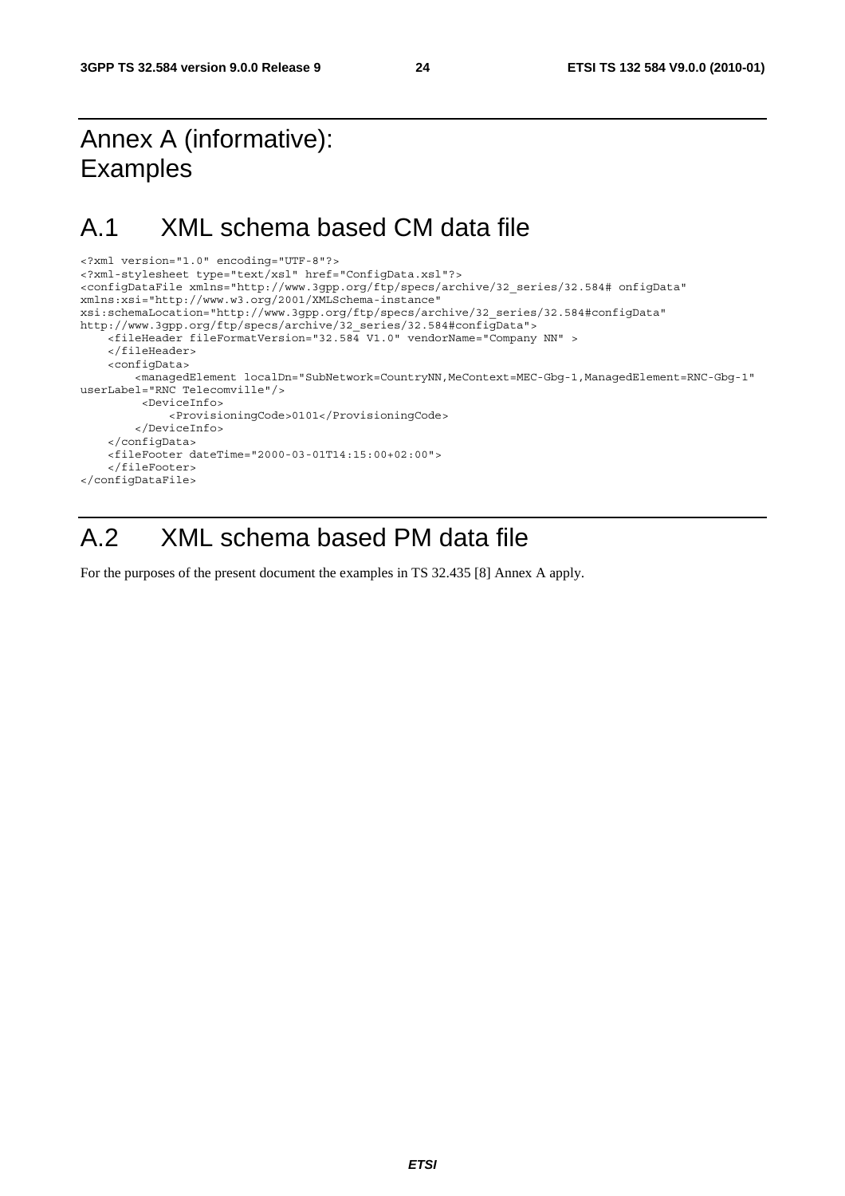# Annex A (informative): Examples

# A.1 XML schema based CM data file

```
<?xml version="1.0" encoding="UTF-8"?>
<?xml-stylesheet type="text/xsl" href="ConfigData.xsl"?>
<configDataFile xmlns="http://www.3gpp.org/ftp/specs/archive/32_series/32.584# onfigData"
xmlns:xsi="http://www.w3.org/2001/XMLSchema-instance"
xsi:schemaLocation="http://www.3gpp.org/ftp/specs/archive/32_series/32.584#configData"
http://www.3gpp.org/ftp/specs/archive/32_series/32.584#configData">
    <fileHeader fileFormatVersion="32.584 V1.0" vendorName="Company NN" >
    </fileHeader>
    <configData>
        <managedElement localDn="SubNetwork=CountryNN,MeContext=MEC-Gbg-1,ManagedElement=RNC-Gbg-1"
userLabel="RNC Telecomville"/>
         <DeviceInfo>
             <ProvisioningCode>0101</ProvisioningCode>
        </DeviceInfo>
    </configData>
    <fileFooter dateTime="2000-03-01T14:15:00+02:00">
    </fileFooter>
</configDataFile>
```

# A.2 XML schema based PM data file

For the purposes of the present document the examples in TS 32.435 [8] Annex A apply.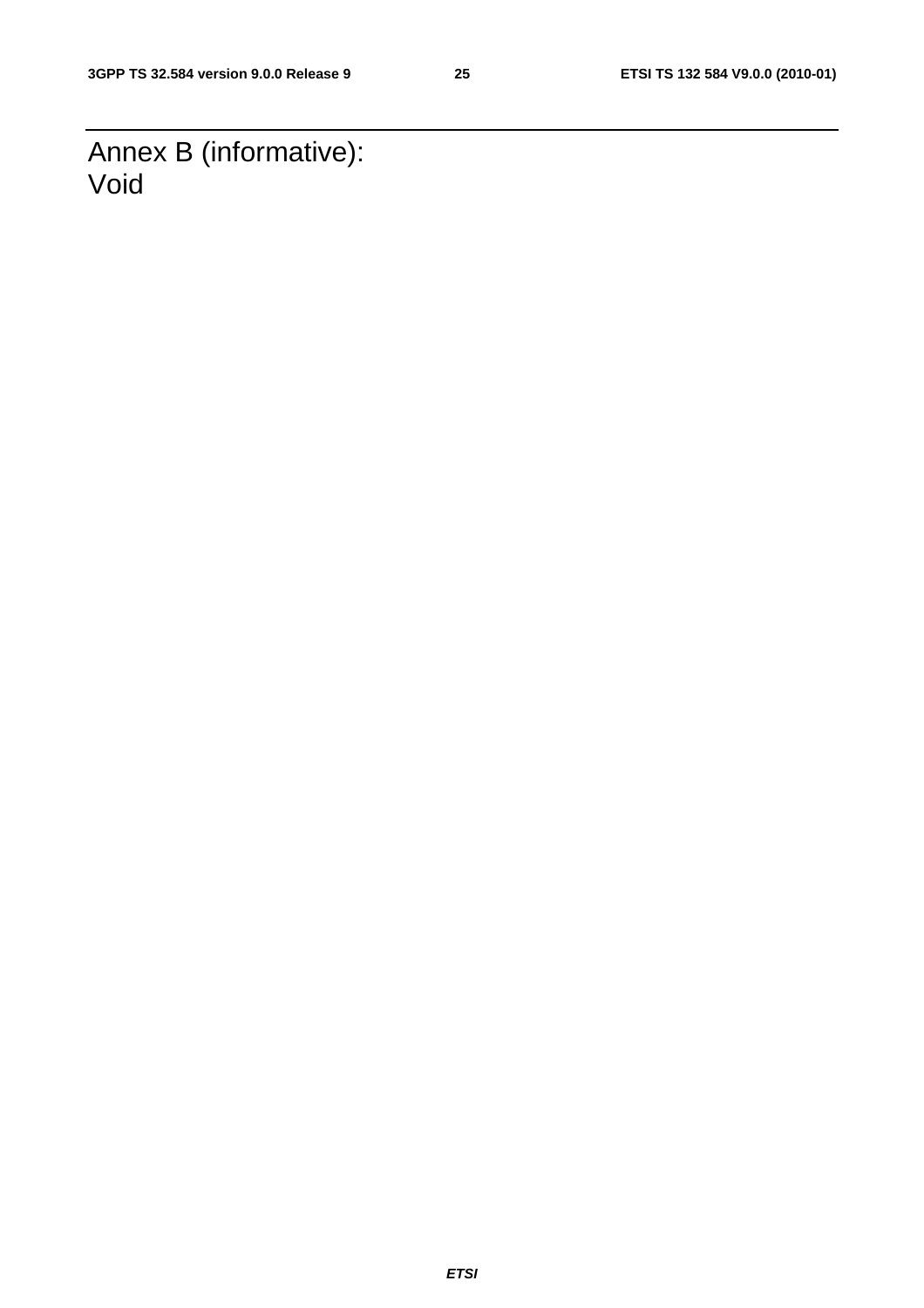# Annex B (informative): Void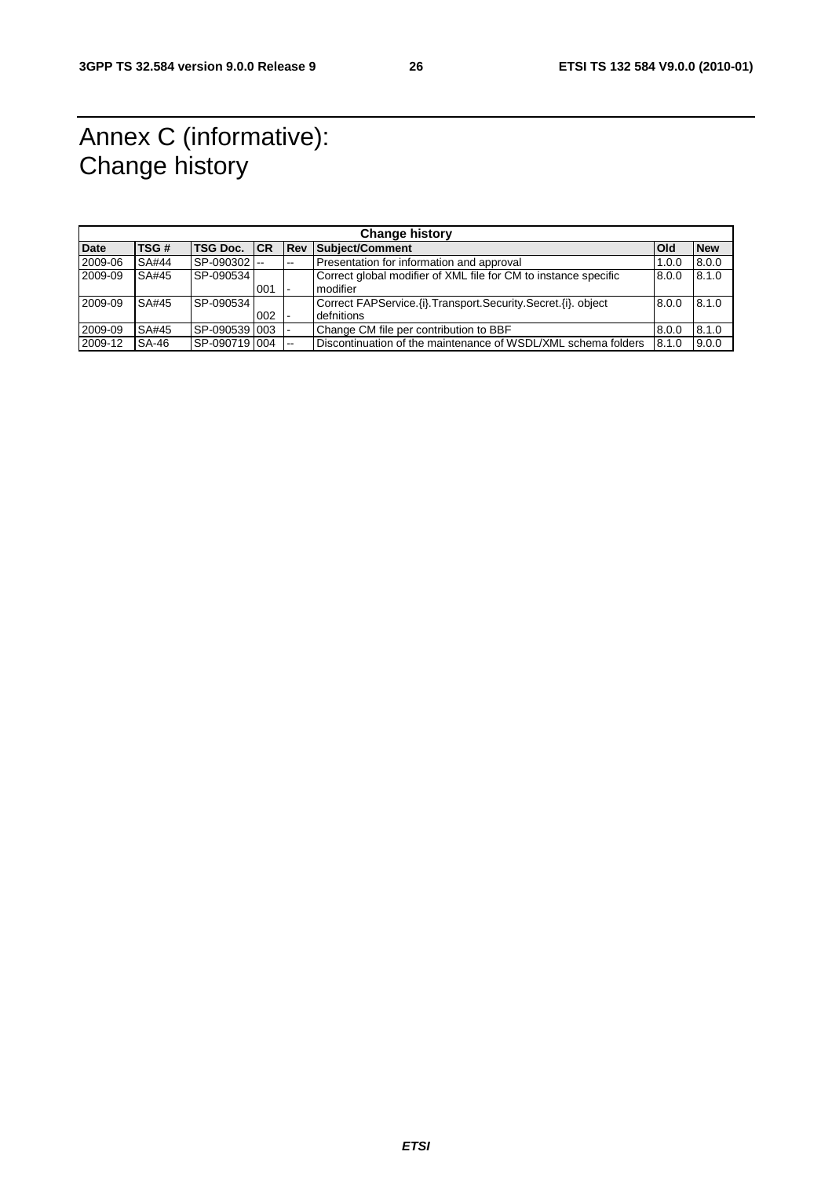# Annex C (informative): Change history

| Change history | | | | | | | |
|---|---|---|---|---|---|---|---|
| **Date** | **TSG #** | **TSG Doc.** | **CR** | **Rev** | **Subject/Comment** | **Old** | **New** |
| 2009-06 | SA#44 | SP-090302 | -- | -- | Presentation for information and approval | 1.0.0 | 8.0.0 |
| 2009-09 | SA#45 | SP-090534 | 001 | - | Correct global modifier of XML file for CM to instance specific modifier | 8.0.0 | 8.1.0 |
| 2009-09 | SA#45 | SP-090534 | 002 | - | Correct FAPService.{i}.Transport.Security.Secret.{i}. object defnitions | 8.0.0 | 8.1.0 |
| 2009-09 | SA#45 | SP-090539 | 003 | - | Change CM file per contribution to BBF | 8.0.0 | 8.1.0 |
| 2009-12 | SA-46 | SP-090719 | 004 | -- | Discontinuation of the maintenance of WSDL/XML schema folders | 8.1.0 | 9.0.0 |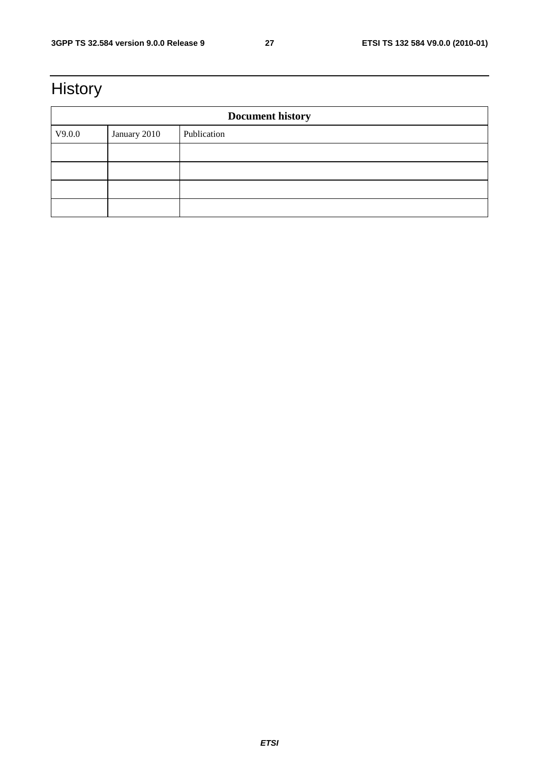# History

| Document history | | |
|---|---|---|
| V9.0.0 | January 2010 | Publication |
| | | |
| | | |
| | | |
| | | |